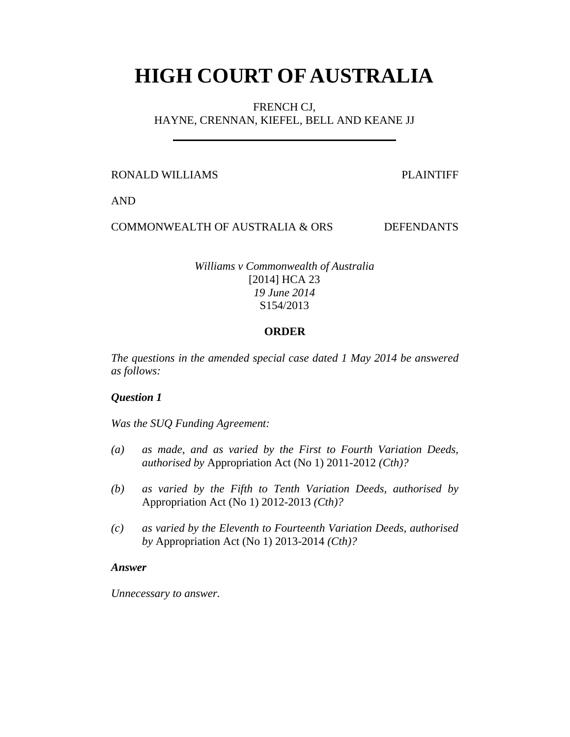# HIGH COURT OF AUSTRALIA

FRENCH CJ,
HAYNE, CRENNAN, KIEFEL, BELL AND KEANE JJ

---

RONALD WILLIAMS PLAINTIFF

AND

COMMONWEALTH OF AUSTRALIA & ORS DEFENDANTS

*Williams v Commonwealth of Australia*
[2014] HCA 23
*19 June 2014*
S154/2013

**ORDER**

*The questions in the amended special case dated 1 May 2014 be answered as follows:*

***Question 1***

*Was the SUQ Funding Agreement:*

*(a) as made, and as varied by the First to Fourth Variation Deeds, authorised by* Appropriation Act (No 1) 2011-2012 *(Cth)?*

*(b) as varied by the Fifth to Tenth Variation Deeds, authorised by* Appropriation Act (No 1) 2012-2013 *(Cth)?*

*(c) as varied by the Eleventh to Fourteenth Variation Deeds, authorised by* Appropriation Act (No 1) 2013-2014 *(Cth)?*

***Answer***

*Unnecessary to answer.*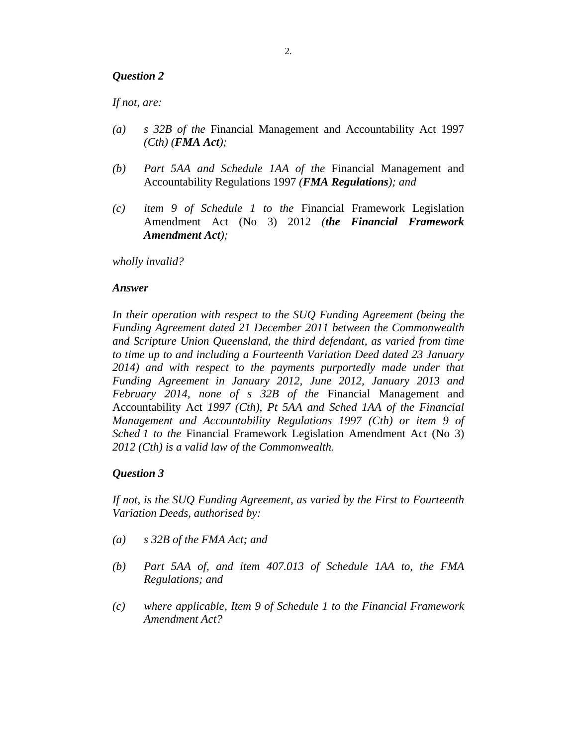***Question 2***

*If not, are:*

*(a)* *s 32B of the* Financial Management and Accountability Act 1997 *(Cth) (**FMA Act**);*

*(b)* *Part 5AA and Schedule 1AA of the* Financial Management and Accountability Regulations 1997 *(**FMA Regulations**); and*

*(c)* *item 9 of Schedule 1 to the* Financial Framework Legislation Amendment Act (No 3) 2012 *(**the Financial Framework Amendment Act**);*

*wholly invalid?*

***Answer***

*In their operation with respect to the SUQ Funding Agreement (being the Funding Agreement dated 21 December 2011 between the Commonwealth and Scripture Union Queensland, the third defendant, as varied from time to time up to and including a Fourteenth Variation Deed dated 23 January 2014) and with respect to the payments purportedly made under that Funding Agreement in January 2012, June 2012, January 2013 and February 2014, none of s 32B of the* Financial Management and Accountability Act *1997 (Cth), Pt 5AA and Sched 1AA of the Financial Management and Accountability Regulations 1997 (Cth) or item 9 of Sched 1 to the* Financial Framework Legislation Amendment Act (No 3) *2012 (Cth) is a valid law of the Commonwealth.*

***Question 3***

*If not, is the SUQ Funding Agreement, as varied by the First to Fourteenth Variation Deeds, authorised by:*

*(a)* *s 32B of the FMA Act; and*

*(b)* *Part 5AA of, and item 407.013 of Schedule 1AA to, the FMA Regulations; and*

*(c)* *where applicable, Item 9 of Schedule 1 to the Financial Framework Amendment Act?*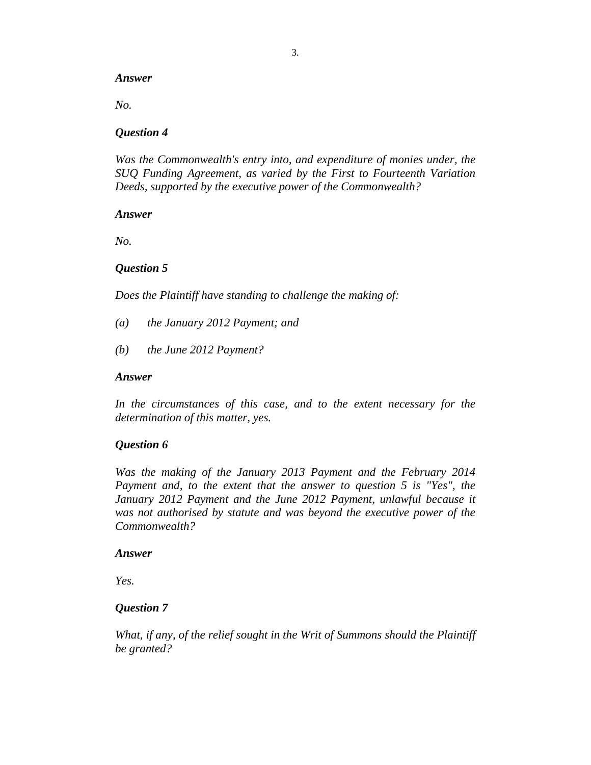***Answer***

*No.*

***Question 4***

*Was the Commonwealth's entry into, and expenditure of monies under, the SUQ Funding Agreement, as varied by the First to Fourteenth Variation Deeds, supported by the executive power of the Commonwealth?*

***Answer***

*No.*

***Question 5***

*Does the Plaintiff have standing to challenge the making of:*

*(a) the January 2012 Payment; and*

*(b) the June 2012 Payment?*

***Answer***

*In the circumstances of this case, and to the extent necessary for the determination of this matter, yes.*

***Question 6***

*Was the making of the January 2013 Payment and the February 2014 Payment and, to the extent that the answer to question 5 is "Yes", the January 2012 Payment and the June 2012 Payment, unlawful because it was not authorised by statute and was beyond the executive power of the Commonwealth?*

***Answer***

*Yes.*

***Question 7***

*What, if any, of the relief sought in the Writ of Summons should the Plaintiff be granted?*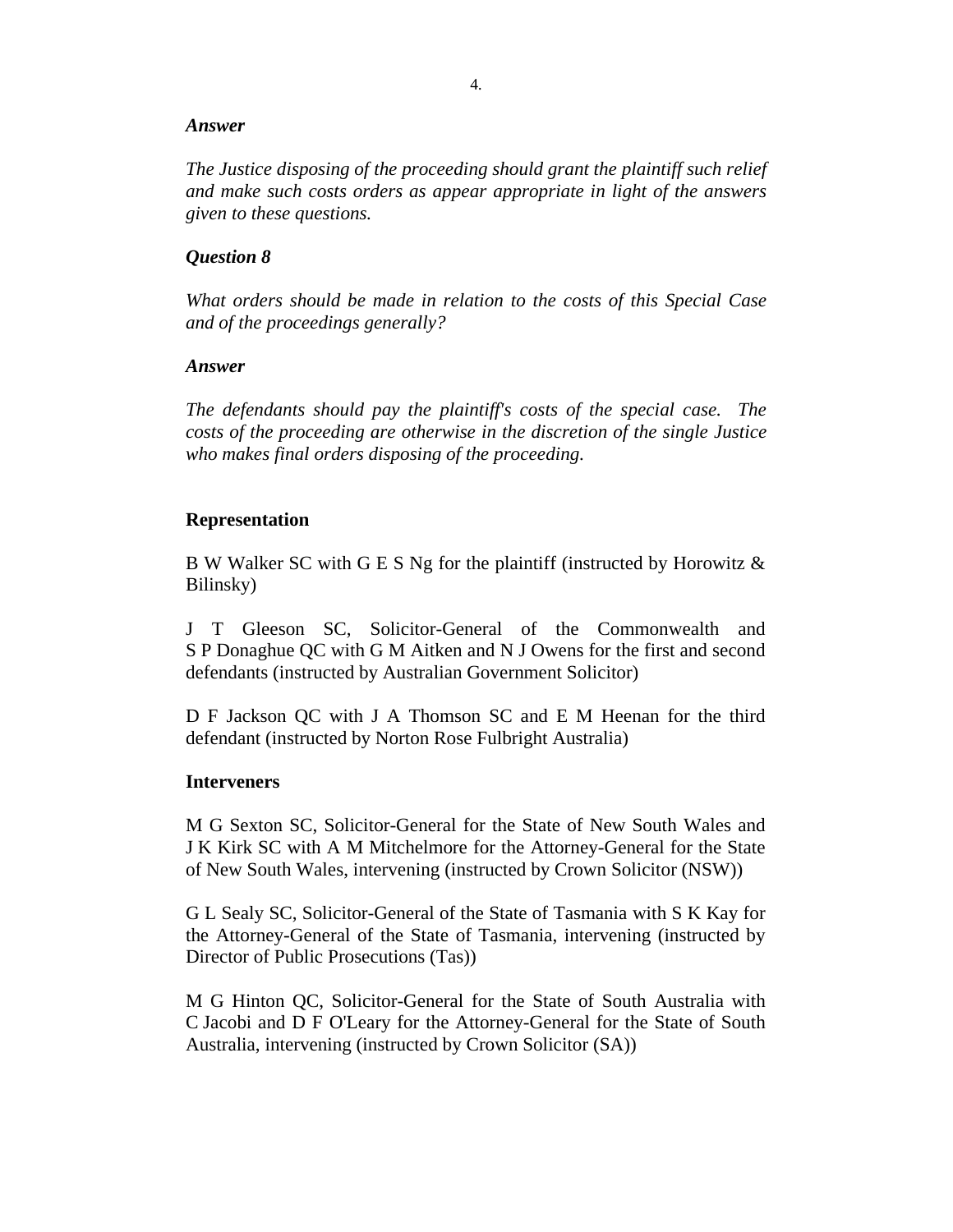***Answer***

*The Justice disposing of the proceeding should grant the plaintiff such relief and make such costs orders as appear appropriate in light of the answers given to these questions.*

***Question 8***

*What orders should be made in relation to the costs of this Special Case and of the proceedings generally?*

***Answer***

*The defendants should pay the plaintiff's costs of the special case. The costs of the proceeding are otherwise in the discretion of the single Justice who makes final orders disposing of the proceeding.*

**Representation**

B W Walker SC with G E S Ng for the plaintiff (instructed by Horowitz & Bilinsky)

J T Gleeson SC, Solicitor-General of the Commonwealth and S P Donaghue QC with G M Aitken and N J Owens for the first and second defendants (instructed by Australian Government Solicitor)

D F Jackson QC with J A Thomson SC and E M Heenan for the third defendant (instructed by Norton Rose Fulbright Australia)

**Interveners**

M G Sexton SC, Solicitor-General for the State of New South Wales and J K Kirk SC with A M Mitchelmore for the Attorney-General for the State of New South Wales, intervening (instructed by Crown Solicitor (NSW))

G L Sealy SC, Solicitor-General of the State of Tasmania with S K Kay for the Attorney-General of the State of Tasmania, intervening (instructed by Director of Public Prosecutions (Tas))

M G Hinton QC, Solicitor-General for the State of South Australia with C Jacobi and D F O'Leary for the Attorney-General for the State of South Australia, intervening (instructed by Crown Solicitor (SA))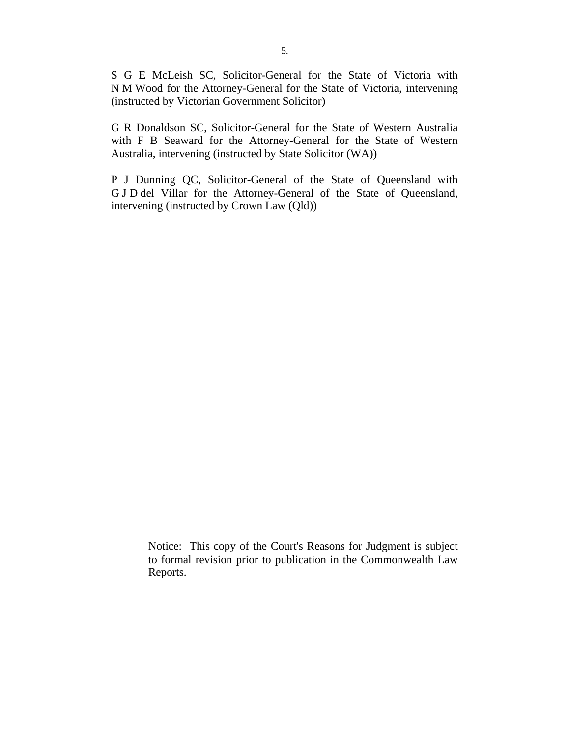S G E McLeish SC, Solicitor-General for the State of Victoria with N M Wood for the Attorney-General for the State of Victoria, intervening (instructed by Victorian Government Solicitor)

G R Donaldson SC, Solicitor-General for the State of Western Australia with F B Seaward for the Attorney-General for the State of Western Australia, intervening (instructed by State Solicitor (WA))

P J Dunning QC, Solicitor-General of the State of Queensland with G J D del Villar for the Attorney-General of the State of Queensland, intervening (instructed by Crown Law (Qld))

Notice: This copy of the Court's Reasons for Judgment is subject to formal revision prior to publication in the Commonwealth Law Reports.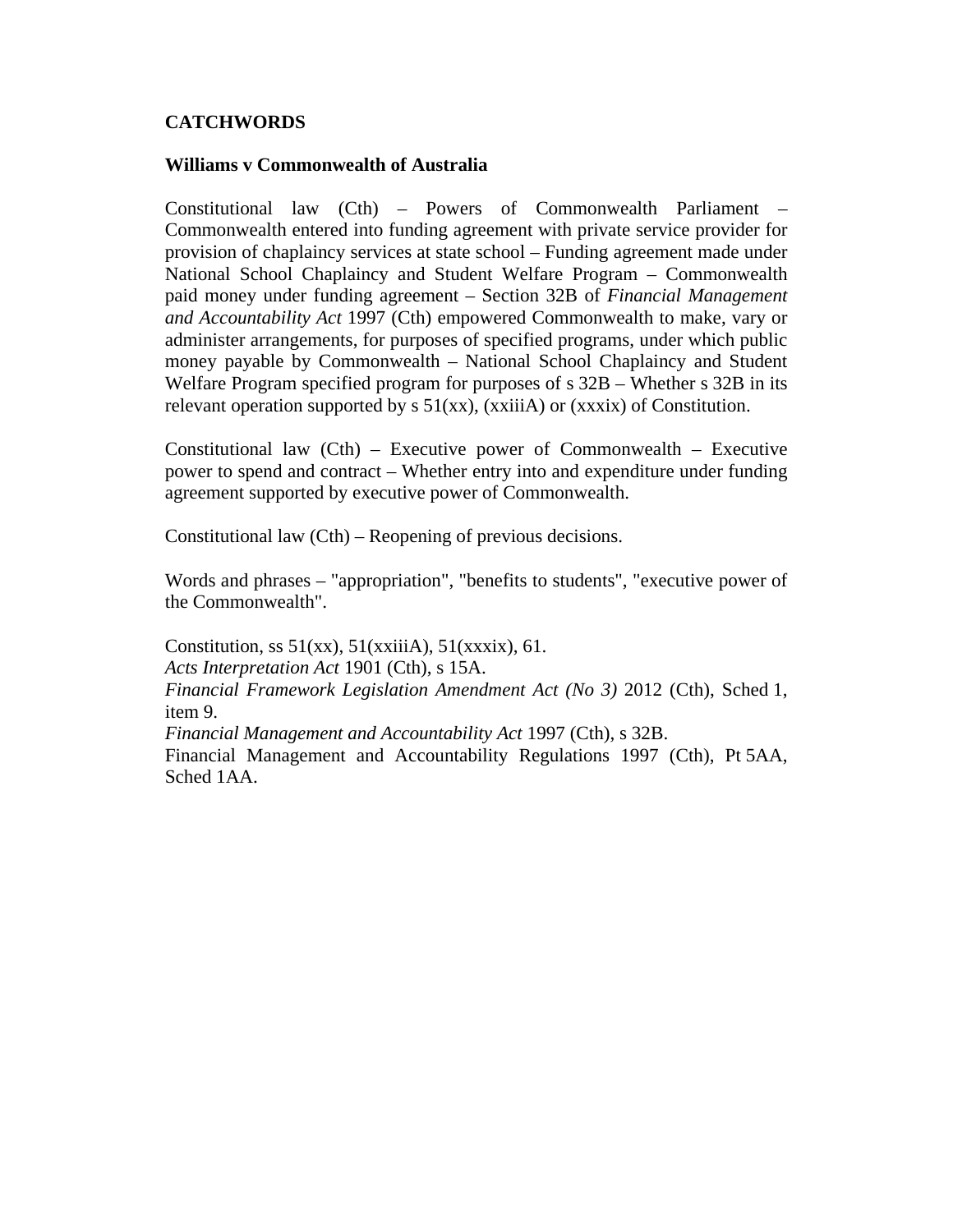**CATCHWORDS**

**Williams v Commonwealth of Australia**

Constitutional law (Cth) – Powers of Commonwealth Parliament – Commonwealth entered into funding agreement with private service provider for provision of chaplaincy services at state school – Funding agreement made under National School Chaplaincy and Student Welfare Program – Commonwealth paid money under funding agreement – Section 32B of *Financial Management and Accountability Act* 1997 (Cth) empowered Commonwealth to make, vary or administer arrangements, for purposes of specified programs, under which public money payable by Commonwealth – National School Chaplaincy and Student Welfare Program specified program for purposes of s 32B – Whether s 32B in its relevant operation supported by s 51(xx), (xxiiiA) or (xxxix) of Constitution.

Constitutional law (Cth) – Executive power of Commonwealth – Executive power to spend and contract – Whether entry into and expenditure under funding agreement supported by executive power of Commonwealth.

Constitutional law (Cth) – Reopening of previous decisions.

Words and phrases – "appropriation", "benefits to students", "executive power of the Commonwealth".

Constitution, ss 51(xx), 51(xxiiiA), 51(xxxix), 61.
*Acts Interpretation Act* 1901 (Cth), s 15A.
*Financial Framework Legislation Amendment Act (No 3)* 2012 (Cth), Sched 1, item 9.
*Financial Management and Accountability Act* 1997 (Cth), s 32B.
Financial Management and Accountability Regulations 1997 (Cth), Pt 5AA, Sched 1AA.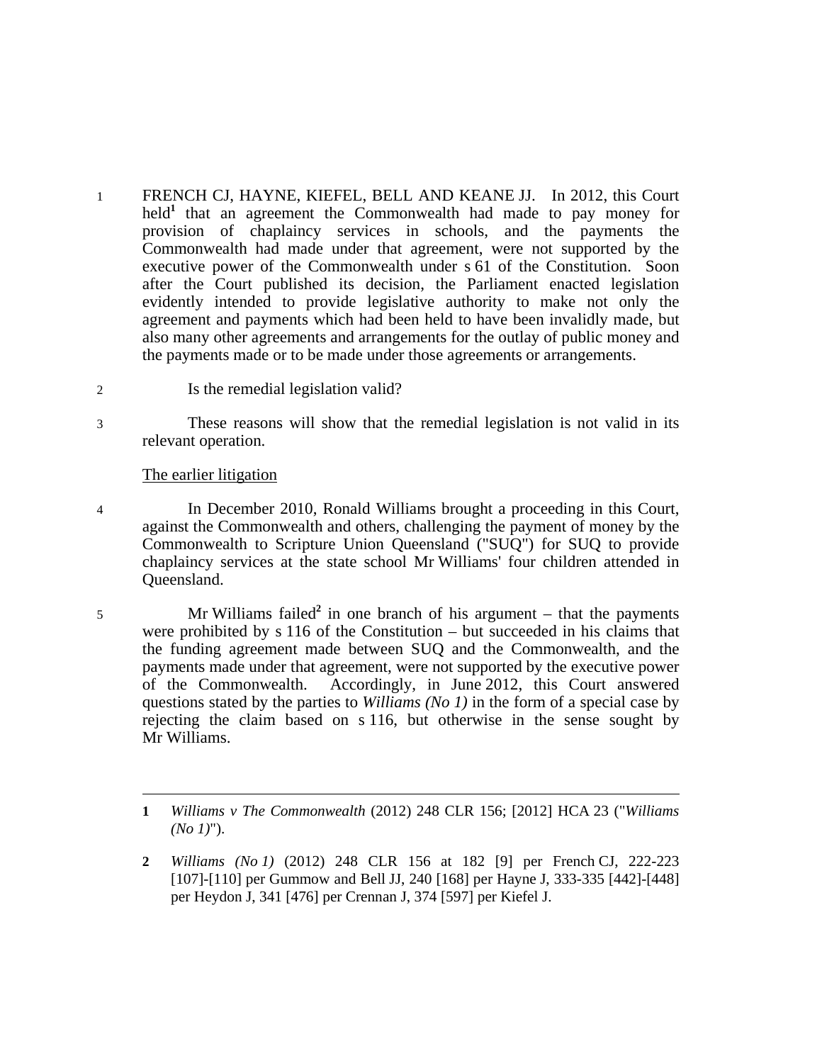1 FRENCH CJ, HAYNE, KIEFEL, BELL AND KEANE JJ. In 2012, this Court held[1] that an agreement the Commonwealth had made to pay money for provision of chaplaincy services in schools, and the payments the Commonwealth had made under that agreement, were not supported by the executive power of the Commonwealth under s 61 of the Constitution. Soon after the Court published its decision, the Parliament enacted legislation evidently intended to provide legislative authority to make not only the agreement and payments which had been held to have been invalidly made, but also many other agreements and arrangements for the outlay of public money and the payments made or to be made under those agreements or arrangements.

2 Is the remedial legislation valid?

3 These reasons will show that the remedial legislation is not valid in its relevant operation.

The earlier litigation

4 In December 2010, Ronald Williams brought a proceeding in this Court, against the Commonwealth and others, challenging the payment of money by the Commonwealth to Scripture Union Queensland ("SUQ") for SUQ to provide chaplaincy services at the state school Mr Williams' four children attended in Queensland.

5 Mr Williams failed[2] in one branch of his argument – that the payments were prohibited by s 116 of the Constitution – but succeeded in his claims that the funding agreement made between SUQ and the Commonwealth, and the payments made under that agreement, were not supported by the executive power of the Commonwealth. Accordingly, in June 2012, this Court answered questions stated by the parties to *Williams (No 1)* in the form of a special case by rejecting the claim based on s 116, but otherwise in the sense sought by Mr Williams.

---

**1** *Williams v The Commonwealth* (2012) 248 CLR 156; [2012] HCA 23 ("*Williams (No 1)*").

**2** *Williams (No 1)* (2012) 248 CLR 156 at 182 [9] per French CJ, 222-223 [107]-[110] per Gummow and Bell JJ, 240 [168] per Hayne J, 333-335 [442]-[448] per Heydon J, 341 [476] per Crennan J, 374 [597] per Kiefel J.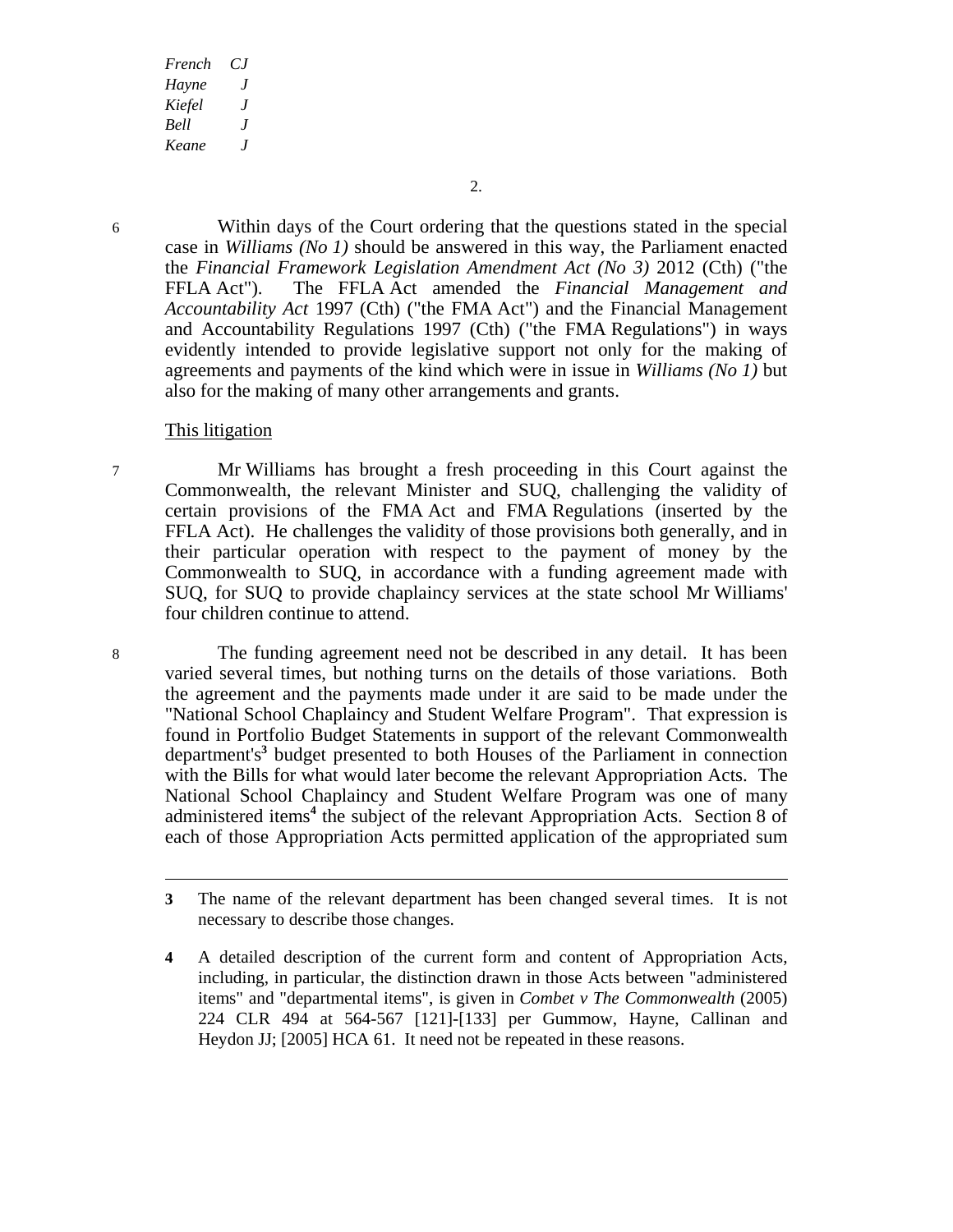6 Within days of the Court ordering that the questions stated in the special case in *Williams (No 1)* should be answered in this way, the Parliament enacted the *Financial Framework Legislation Amendment Act (No 3)* 2012 (Cth) ("the FFLA Act"). The FFLA Act amended the *Financial Management and Accountability Act* 1997 (Cth) ("the FMA Act") and the Financial Management and Accountability Regulations 1997 (Cth) ("the FMA Regulations") in ways evidently intended to provide legislative support not only for the making of agreements and payments of the kind which were in issue in *Williams (No 1)* but also for the making of many other arrangements and grants.

<u>This litigation</u>

7 Mr Williams has brought a fresh proceeding in this Court against the Commonwealth, the relevant Minister and SUQ, challenging the validity of certain provisions of the FMA Act and FMA Regulations (inserted by the FFLA Act). He challenges the validity of those provisions both generally, and in their particular operation with respect to the payment of money by the Commonwealth to SUQ, in accordance with a funding agreement made with SUQ, for SUQ to provide chaplaincy services at the state school Mr Williams' four children continue to attend.

8 The funding agreement need not be described in any detail. It has been varied several times, but nothing turns on the details of those variations. Both the agreement and the payments made under it are said to be made under the "National School Chaplaincy and Student Welfare Program". That expression is found in Portfolio Budget Statements in support of the relevant Commonwealth department's[3] budget presented to both Houses of the Parliament in connection with the Bills for what would later become the relevant Appropriation Acts. The National School Chaplaincy and Student Welfare Program was one of many administered items[4] the subject of the relevant Appropriation Acts. Section 8 of each of those Appropriation Acts permitted application of the appropriated sum

---

**3** The name of the relevant department has been changed several times. It is not necessary to describe those changes.

**4** A detailed description of the current form and content of Appropriation Acts, including, in particular, the distinction drawn in those Acts between "administered items" and "departmental items", is given in *Combet v The Commonwealth* (2005) 224 CLR 494 at 564-567 [121]-[133] per Gummow, Hayne, Callinan and Heydon JJ; [2005] HCA 61. It need not be repeated in these reasons.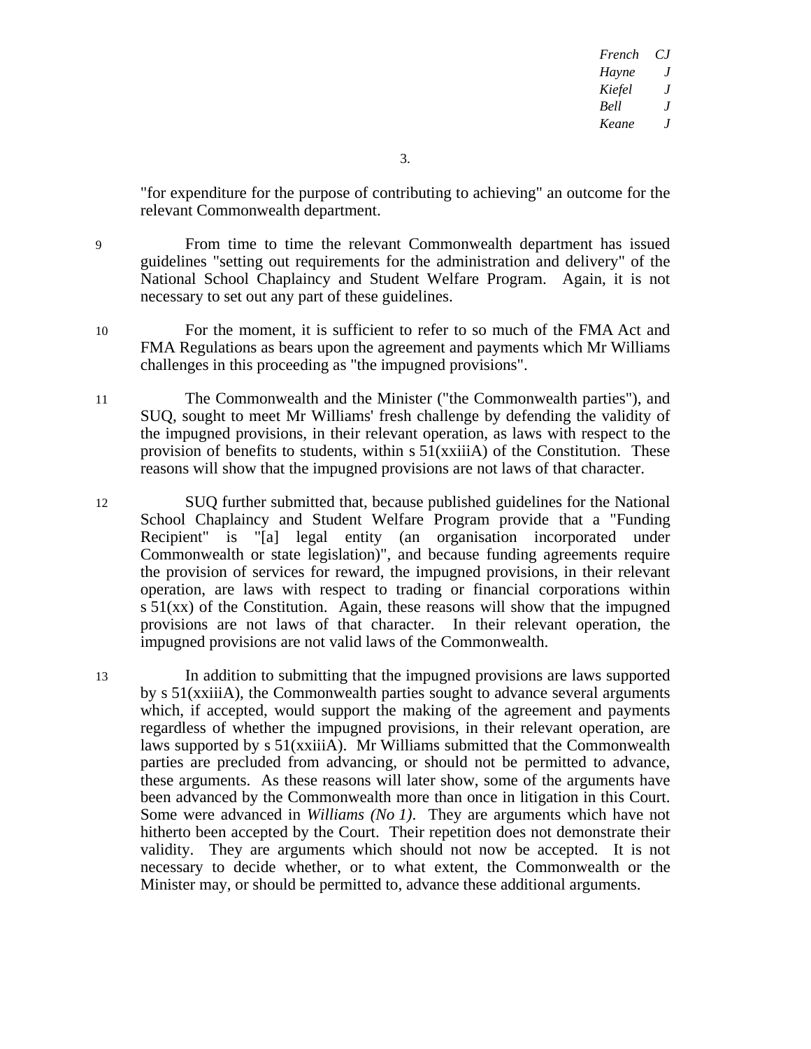"for expenditure for the purpose of contributing to achieving" an outcome for the relevant Commonwealth department.

9 From time to time the relevant Commonwealth department has issued guidelines "setting out requirements for the administration and delivery" of the National School Chaplaincy and Student Welfare Program. Again, it is not necessary to set out any part of these guidelines.

10 For the moment, it is sufficient to refer to so much of the FMA Act and FMA Regulations as bears upon the agreement and payments which Mr Williams challenges in this proceeding as "the impugned provisions".

11 The Commonwealth and the Minister ("the Commonwealth parties"), and SUQ, sought to meet Mr Williams' fresh challenge by defending the validity of the impugned provisions, in their relevant operation, as laws with respect to the provision of benefits to students, within s 51(xxiiiA) of the Constitution. These reasons will show that the impugned provisions are not laws of that character.

12 SUQ further submitted that, because published guidelines for the National School Chaplaincy and Student Welfare Program provide that a "Funding Recipient" is "[a] legal entity (an organisation incorporated under Commonwealth or state legislation)", and because funding agreements require the provision of services for reward, the impugned provisions, in their relevant operation, are laws with respect to trading or financial corporations within s 51(xx) of the Constitution. Again, these reasons will show that the impugned provisions are not laws of that character. In their relevant operation, the impugned provisions are not valid laws of the Commonwealth.

13 In addition to submitting that the impugned provisions are laws supported by s 51(xxiiiA), the Commonwealth parties sought to advance several arguments which, if accepted, would support the making of the agreement and payments regardless of whether the impugned provisions, in their relevant operation, are laws supported by s 51(xxiiiA). Mr Williams submitted that the Commonwealth parties are precluded from advancing, or should not be permitted to advance, these arguments. As these reasons will later show, some of the arguments have been advanced by the Commonwealth more than once in litigation in this Court. Some were advanced in *Williams (No 1)*. They are arguments which have not hitherto been accepted by the Court. Their repetition does not demonstrate their validity. They are arguments which should not now be accepted. It is not necessary to decide whether, or to what extent, the Commonwealth or the Minister may, or should be permitted to, advance these additional arguments.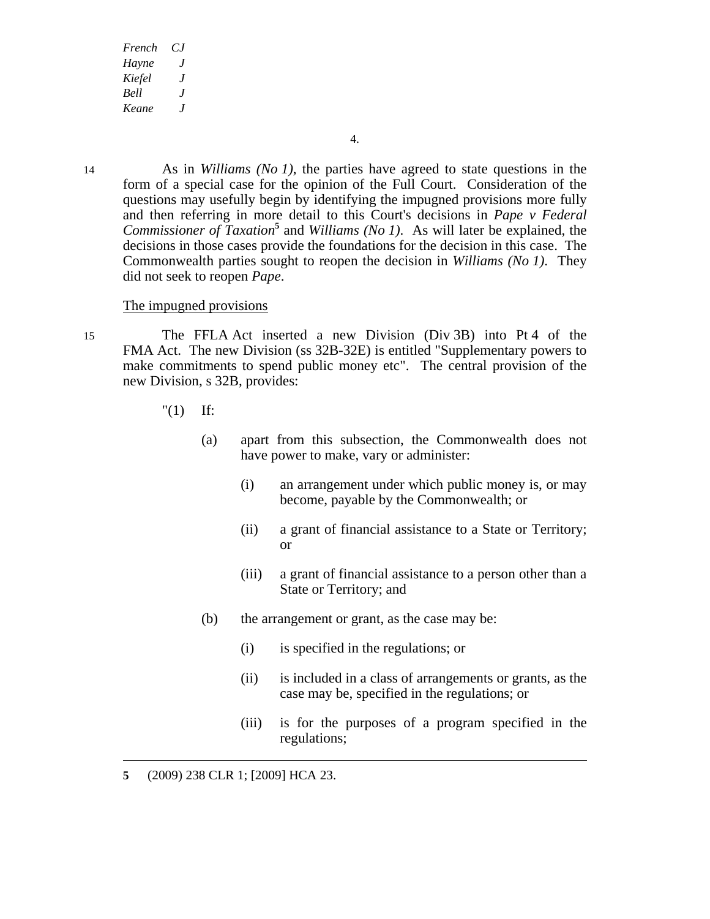14 As in *Williams (No 1)*, the parties have agreed to state questions in the form of a special case for the opinion of the Full Court. Consideration of the questions may usefully begin by identifying the impugned provisions more fully and then referring in more detail to this Court's decisions in *Pape v Federal Commissioner of Taxation*[5] and *Williams (No 1)*. As will later be explained, the decisions in those cases provide the foundations for the decision in this case. The Commonwealth parties sought to reopen the decision in *Williams (No 1)*. They did not seek to reopen *Pape*.

The impugned provisions

15 The FFLA Act inserted a new Division (Div 3B) into Pt 4 of the FMA Act. The new Division (ss 32B-32E) is entitled "Supplementary powers to make commitments to spend public money etc". The central provision of the new Division, s 32B, provides:

> "(1) If:
>
> (a) apart from this subsection, the Commonwealth does not have power to make, vary or administer:
>
> (i) an arrangement under which public money is, or may become, payable by the Commonwealth; or
>
> (ii) a grant of financial assistance to a State or Territory; or
>
> (iii) a grant of financial assistance to a person other than a State or Territory; and
>
> (b) the arrangement or grant, as the case may be:
>
> (i) is specified in the regulations; or
>
> (ii) is included in a class of arrangements or grants, as the case may be, specified in the regulations; or
>
> (iii) is for the purposes of a program specified in the regulations;

---

5 (2009) 238 CLR 1; [2009] HCA 23.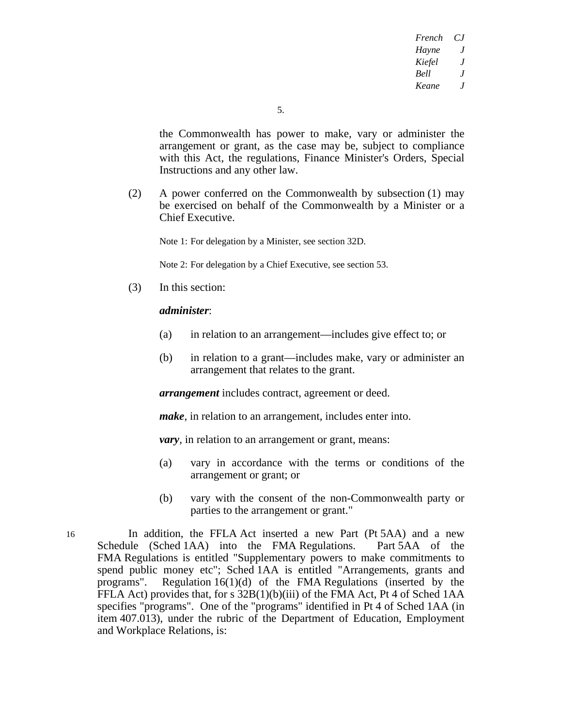the Commonwealth has power to make, vary or administer the arrangement or grant, as the case may be, subject to compliance with this Act, the regulations, Finance Minister's Orders, Special Instructions and any other law.

(2) A power conferred on the Commonwealth by subsection (1) may be exercised on behalf of the Commonwealth by a Minister or a Chief Executive.

Note 1: For delegation by a Minister, see section 32D.

Note 2: For delegation by a Chief Executive, see section 53.

(3) In this section:

***administer***:

(a) in relation to an arrangement—includes give effect to; or

(b) in relation to a grant—includes make, vary or administer an arrangement that relates to the grant.

***arrangement*** includes contract, agreement or deed.

***make***, in relation to an arrangement, includes enter into.

***vary***, in relation to an arrangement or grant, means:

(a) vary in accordance with the terms or conditions of the arrangement or grant; or

(b) vary with the consent of the non-Commonwealth party or parties to the arrangement or grant."

16 In addition, the FFLA Act inserted a new Part (Pt 5AA) and a new Schedule (Sched 1AA) into the FMA Regulations. Part 5AA of the FMA Regulations is entitled "Supplementary powers to make commitments to spend public money etc"; Sched 1AA is entitled "Arrangements, grants and programs". Regulation 16(1)(d) of the FMA Regulations (inserted by the FFLA Act) provides that, for s 32B(1)(b)(iii) of the FMA Act, Pt 4 of Sched 1AA specifies "programs". One of the "programs" identified in Pt 4 of Sched 1AA (in item 407.013), under the rubric of the Department of Education, Employment and Workplace Relations, is: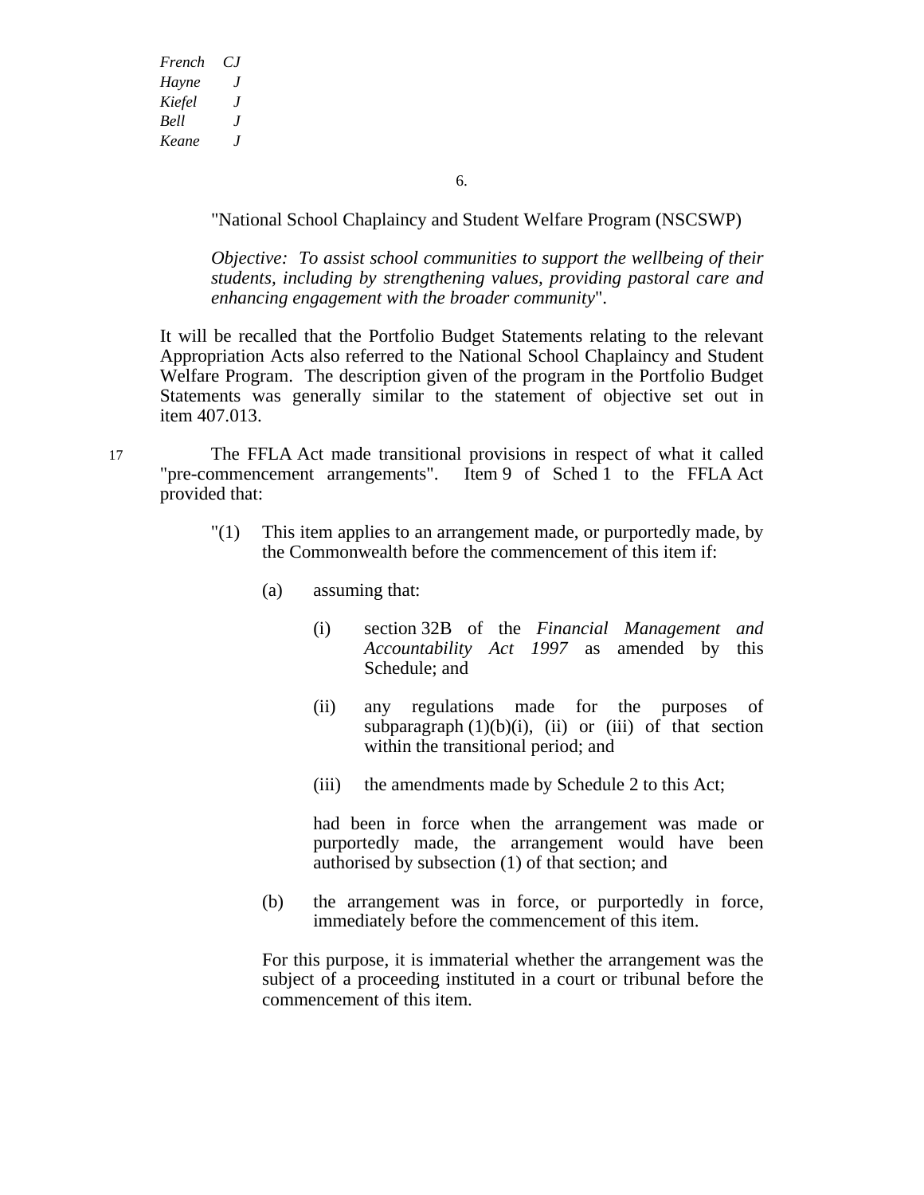"National School Chaplaincy and Student Welfare Program (NSCSWP)

*Objective: To assist school communities to support the wellbeing of their students, including by strengthening values, providing pastoral care and enhancing engagement with the broader community*".

It will be recalled that the Portfolio Budget Statements relating to the relevant Appropriation Acts also referred to the National School Chaplaincy and Student Welfare Program. The description given of the program in the Portfolio Budget Statements was generally similar to the statement of objective set out in item 407.013.

17 The FFLA Act made transitional provisions in respect of what it called "pre-commencement arrangements". Item 9 of Sched 1 to the FFLA Act provided that:

> "(1) This item applies to an arrangement made, or purportedly made, by the Commonwealth before the commencement of this item if:
>
> > (a) assuming that:
> >
> > > (i) section 32B of the *Financial Management and Accountability Act 1997* as amended by this Schedule; and
> > >
> > > (ii) any regulations made for the purposes of subparagraph (1)(b)(i), (ii) or (iii) of that section within the transitional period; and
> > >
> > > (iii) the amendments made by Schedule 2 to this Act;
> >
> > had been in force when the arrangement was made or purportedly made, the arrangement would have been authorised by subsection (1) of that section; and
> >
> > (b) the arrangement was in force, or purportedly in force, immediately before the commencement of this item.
>
> For this purpose, it is immaterial whether the arrangement was the subject of a proceeding instituted in a court or tribunal before the commencement of this item.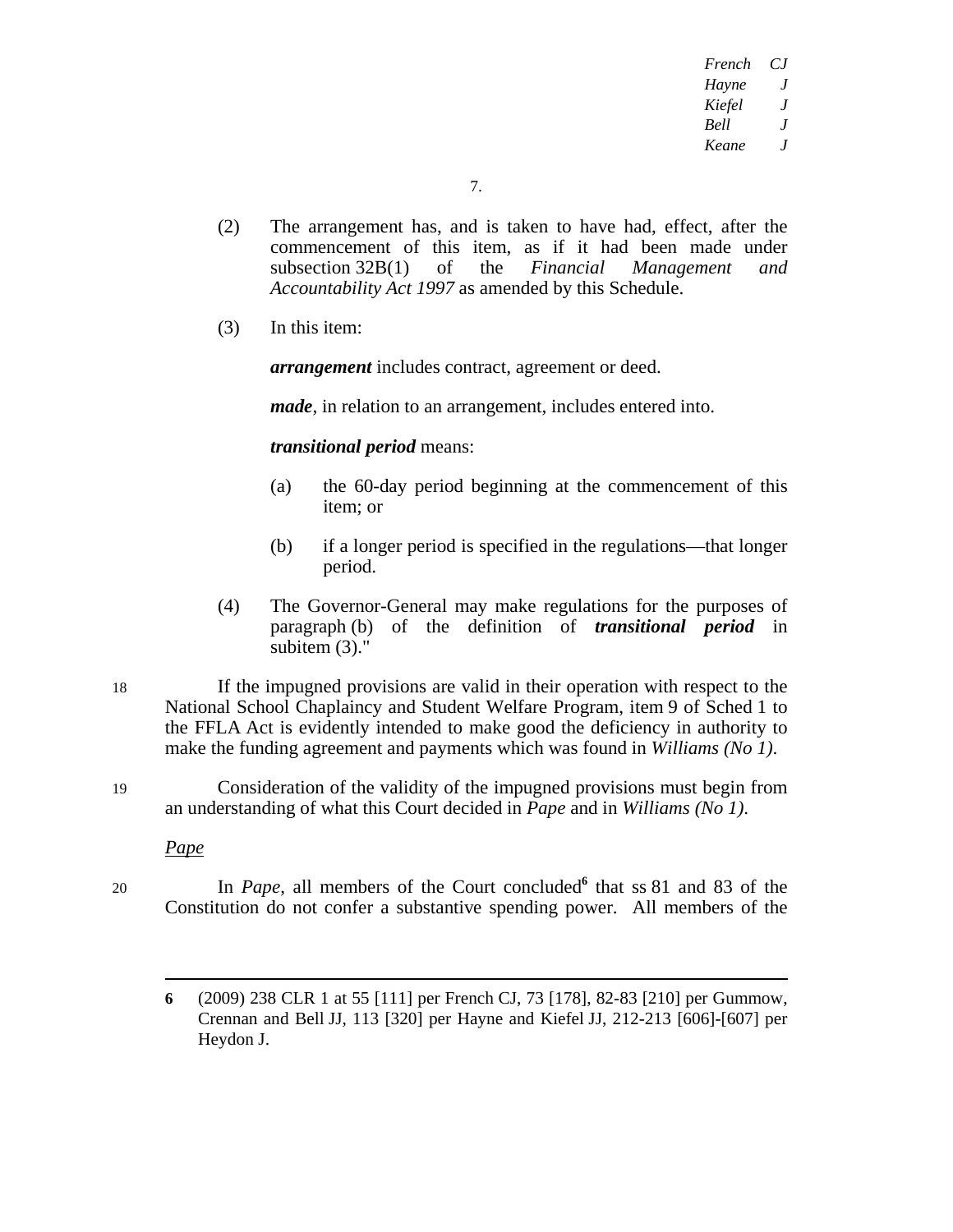(2) The arrangement has, and is taken to have had, effect, after the commencement of this item, as if it had been made under subsection 32B(1) of the *Financial Management and Accountability Act 1997* as amended by this Schedule.

(3) In this item:

***arrangement*** includes contract, agreement or deed.

***made***, in relation to an arrangement, includes entered into.

***transitional period*** means:

(a) the 60-day period beginning at the commencement of this item; or

(b) if a longer period is specified in the regulations—that longer period.

(4) The Governor-General may make regulations for the purposes of paragraph (b) of the definition of ***transitional period*** in subitem (3)."

18 If the impugned provisions are valid in their operation with respect to the National School Chaplaincy and Student Welfare Program, item 9 of Sched 1 to the FFLA Act is evidently intended to make good the deficiency in authority to make the funding agreement and payments which was found in *Williams (No 1)*.

19 Consideration of the validity of the impugned provisions must begin from an understanding of what this Court decided in *Pape* and in *Williams (No 1)*.

*Pape*

20 In *Pape*, all members of the Court concluded[6] that ss 81 and 83 of the Constitution do not confer a substantive spending power. All members of the

---

**6** (2009) 238 CLR 1 at 55 [111] per French CJ, 73 [178], 82-83 [210] per Gummow, Crennan and Bell JJ, 113 [320] per Hayne and Kiefel JJ, 212-213 [606]-[607] per Heydon J.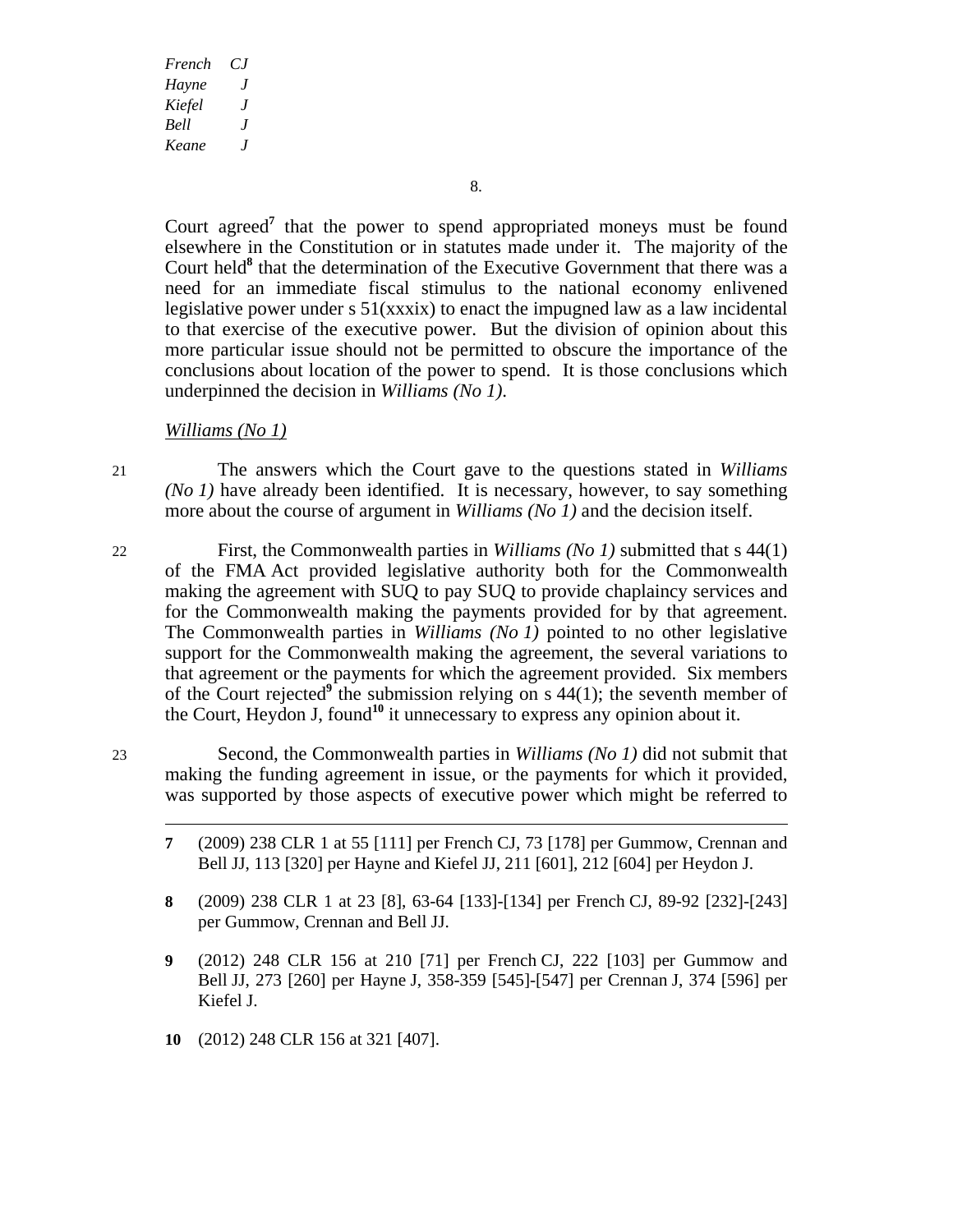Court agreed[7] that the power to spend appropriated moneys must be found elsewhere in the Constitution or in statutes made under it. The majority of the Court held[8] that the determination of the Executive Government that there was a need for an immediate fiscal stimulus to the national economy enlivened legislative power under s 51(xxxix) to enact the impugned law as a law incidental to that exercise of the executive power. But the division of opinion about this more particular issue should not be permitted to obscure the importance of the conclusions about location of the power to spend. It is those conclusions which underpinned the decision in *Williams (No 1)*.

*Williams (No 1)*

21 The answers which the Court gave to the questions stated in *Williams (No 1)* have already been identified. It is necessary, however, to say something more about the course of argument in *Williams (No 1)* and the decision itself.

22 First, the Commonwealth parties in *Williams (No 1)* submitted that s 44(1) of the FMA Act provided legislative authority both for the Commonwealth making the agreement with SUQ to pay SUQ to provide chaplaincy services and for the Commonwealth making the payments provided for by that agreement. The Commonwealth parties in *Williams (No 1)* pointed to no other legislative support for the Commonwealth making the agreement, the several variations to that agreement or the payments for which the agreement provided. Six members of the Court rejected[9] the submission relying on s 44(1); the seventh member of the Court, Heydon J, found[10] it unnecessary to express any opinion about it.

23 Second, the Commonwealth parties in *Williams (No 1)* did not submit that making the funding agreement in issue, or the payments for which it provided, was supported by those aspects of executive power which might be referred to

---

**7** (2009) 238 CLR 1 at 55 [111] per French CJ, 73 [178] per Gummow, Crennan and Bell JJ, 113 [320] per Hayne and Kiefel JJ, 211 [601], 212 [604] per Heydon J.

**8** (2009) 238 CLR 1 at 23 [8], 63-64 [133]-[134] per French CJ, 89-92 [232]-[243] per Gummow, Crennan and Bell JJ.

**9** (2012) 248 CLR 156 at 210 [71] per French CJ, 222 [103] per Gummow and Bell JJ, 273 [260] per Hayne J, 358-359 [545]-[547] per Crennan J, 374 [596] per Kiefel J.

**10** (2012) 248 CLR 156 at 321 [407].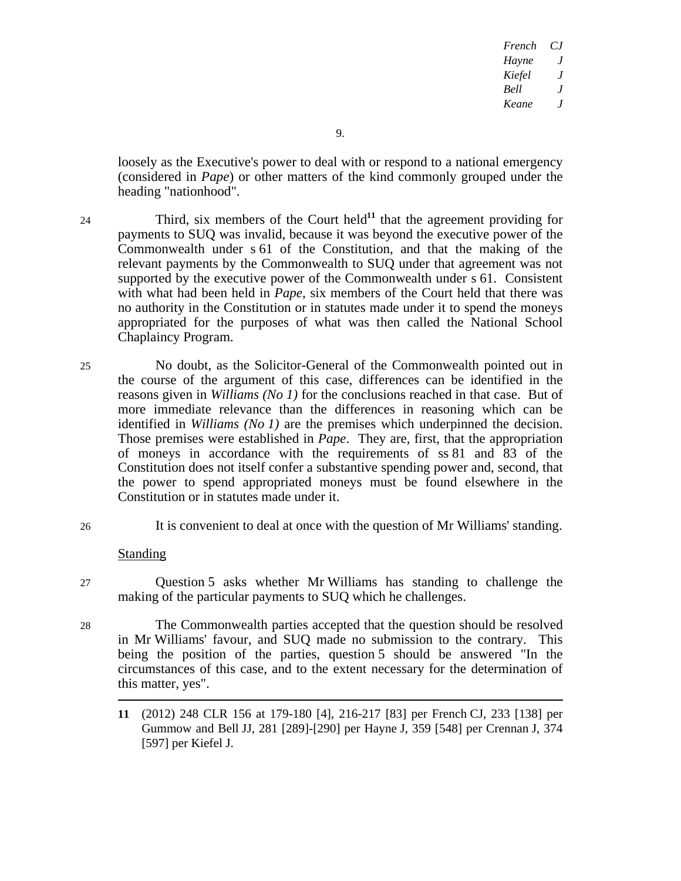loosely as the Executive's power to deal with or respond to a national emergency (considered in *Pape*) or other matters of the kind commonly grouped under the heading "nationhood".

24 Third, six members of the Court held[11] that the agreement providing for payments to SUQ was invalid, because it was beyond the executive power of the Commonwealth under s 61 of the Constitution, and that the making of the relevant payments by the Commonwealth to SUQ under that agreement was not supported by the executive power of the Commonwealth under s 61. Consistent with what had been held in *Pape*, six members of the Court held that there was no authority in the Constitution or in statutes made under it to spend the moneys appropriated for the purposes of what was then called the National School Chaplaincy Program.

25 No doubt, as the Solicitor-General of the Commonwealth pointed out in the course of the argument of this case, differences can be identified in the reasons given in *Williams (No 1)* for the conclusions reached in that case. But of more immediate relevance than the differences in reasoning which can be identified in *Williams (No 1)* are the premises which underpinned the decision. Those premises were established in *Pape*. They are, first, that the appropriation of moneys in accordance with the requirements of ss 81 and 83 of the Constitution does not itself confer a substantive spending power and, second, that the power to spend appropriated moneys must be found elsewhere in the Constitution or in statutes made under it.

26 It is convenient to deal at once with the question of Mr Williams' standing.

Standing

27 Question 5 asks whether Mr Williams has standing to challenge the making of the particular payments to SUQ which he challenges.

28 The Commonwealth parties accepted that the question should be resolved in Mr Williams' favour, and SUQ made no submission to the contrary. This being the position of the parties, question 5 should be answered "In the circumstances of this case, and to the extent necessary for the determination of this matter, yes".

---

**11** (2012) 248 CLR 156 at 179-180 [4], 216-217 [83] per French CJ, 233 [138] per Gummow and Bell JJ, 281 [289]-[290] per Hayne J, 359 [548] per Crennan J, 374 [597] per Kiefel J.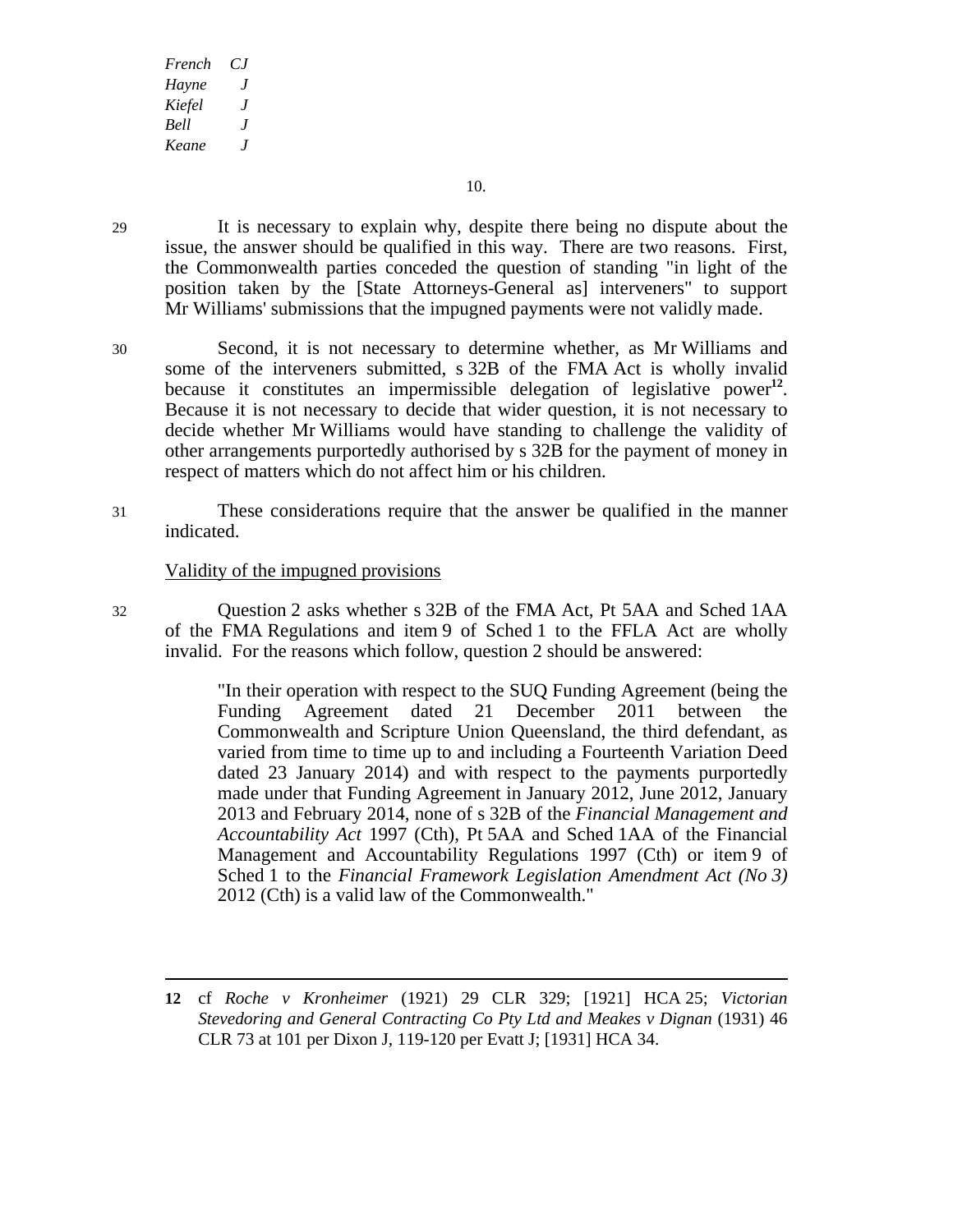29 It is necessary to explain why, despite there being no dispute about the issue, the answer should be qualified in this way. There are two reasons. First, the Commonwealth parties conceded the question of standing "in light of the position taken by the [State Attorneys-General as] interveners" to support Mr Williams' submissions that the impugned payments were not validly made.

30 Second, it is not necessary to determine whether, as Mr Williams and some of the interveners submitted, s 32B of the FMA Act is wholly invalid because it constitutes an impermissible delegation of legislative power[12]. Because it is not necessary to decide that wider question, it is not necessary to decide whether Mr Williams would have standing to challenge the validity of other arrangements purportedly authorised by s 32B for the payment of money in respect of matters which do not affect him or his children.

31 These considerations require that the answer be qualified in the manner indicated.

Validity of the impugned provisions

32 Question 2 asks whether s 32B of the FMA Act, Pt 5AA and Sched 1AA of the FMA Regulations and item 9 of Sched 1 to the FFLA Act are wholly invalid. For the reasons which follow, question 2 should be answered:

> "In their operation with respect to the SUQ Funding Agreement (being the Funding Agreement dated 21 December 2011 between the Commonwealth and Scripture Union Queensland, the third defendant, as varied from time to time up to and including a Fourteenth Variation Deed dated 23 January 2014) and with respect to the payments purportedly made under that Funding Agreement in January 2012, June 2012, January 2013 and February 2014, none of s 32B of the *Financial Management and Accountability Act* 1997 (Cth), Pt 5AA and Sched 1AA of the Financial Management and Accountability Regulations 1997 (Cth) or item 9 of Sched 1 to the *Financial Framework Legislation Amendment Act (No 3)* 2012 (Cth) is a valid law of the Commonwealth."

---

**12** cf *Roche v Kronheimer* (1921) 29 CLR 329; [1921] HCA 25; *Victorian Stevedoring and General Contracting Co Pty Ltd and Meakes v Dignan* (1931) 46 CLR 73 at 101 per Dixon J, 119-120 per Evatt J; [1931] HCA 34.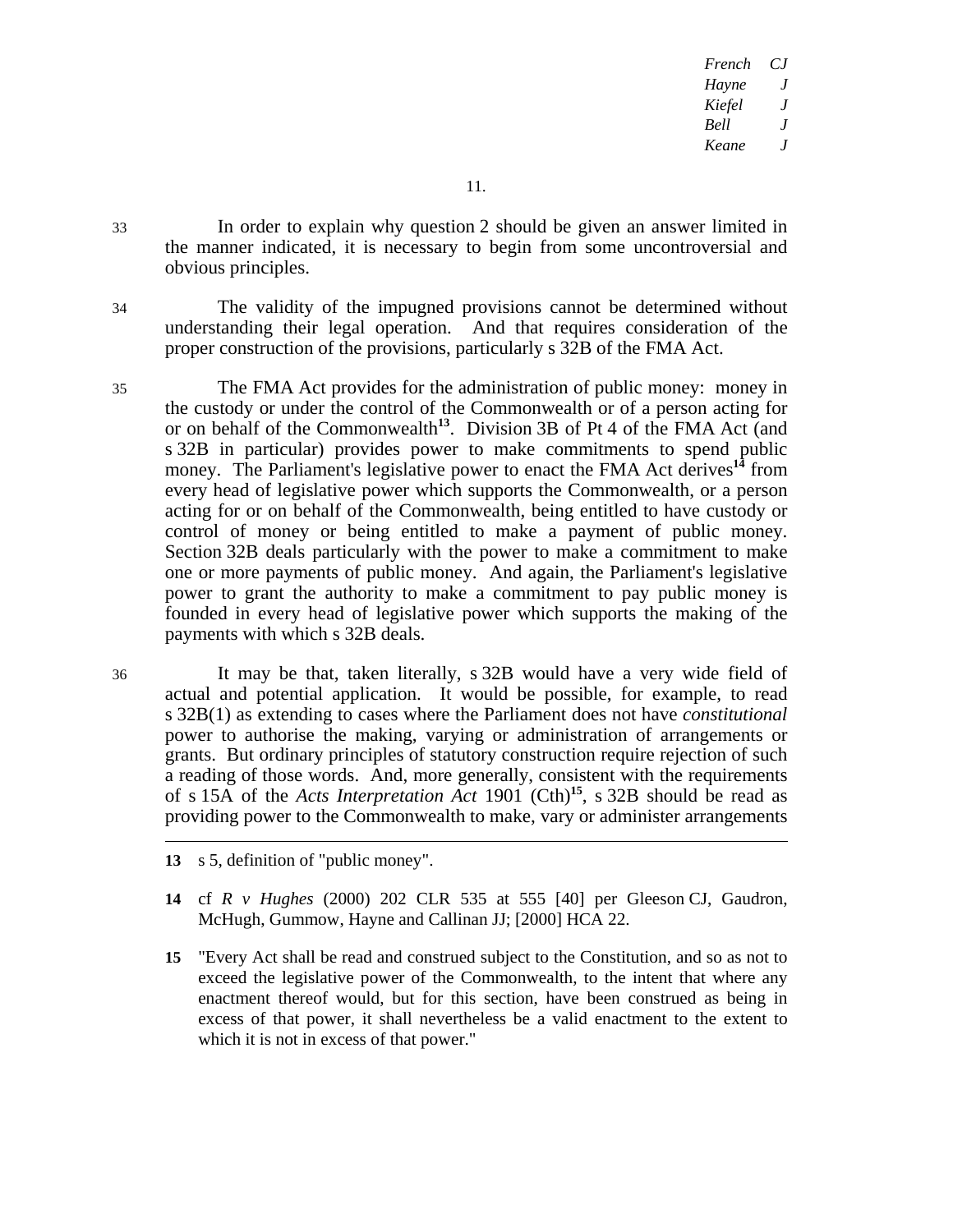33 In order to explain why question 2 should be given an answer limited in the manner indicated, it is necessary to begin from some uncontroversial and obvious principles.

34 The validity of the impugned provisions cannot be determined without understanding their legal operation. And that requires consideration of the proper construction of the provisions, particularly s 32B of the FMA Act.

35 The FMA Act provides for the administration of public money: money in the custody or under the control of the Commonwealth or of a person acting for or on behalf of the Commonwealth[13]. Division 3B of Pt 4 of the FMA Act (and s 32B in particular) provides power to make commitments to spend public money. The Parliament's legislative power to enact the FMA Act derives[14] from every head of legislative power which supports the Commonwealth, or a person acting for or on behalf of the Commonwealth, being entitled to have custody or control of money or being entitled to make a payment of public money. Section 32B deals particularly with the power to make a commitment to make one or more payments of public money. And again, the Parliament's legislative power to grant the authority to make a commitment to pay public money is founded in every head of legislative power which supports the making of the payments with which s 32B deals.

36 It may be that, taken literally, s 32B would have a very wide field of actual and potential application. It would be possible, for example, to read s 32B(1) as extending to cases where the Parliament does not have *constitutional* power to authorise the making, varying or administration of arrangements or grants. But ordinary principles of statutory construction require rejection of such a reading of those words. And, more generally, consistent with the requirements of s 15A of the *Acts Interpretation Act* 1901 (Cth)[15], s 32B should be read as providing power to the Commonwealth to make, vary or administer arrangements

---

**13** s 5, definition of "public money".

**14** cf *R v Hughes* (2000) 202 CLR 535 at 555 [40] per Gleeson CJ, Gaudron, McHugh, Gummow, Hayne and Callinan JJ; [2000] HCA 22.

**15** "Every Act shall be read and construed subject to the Constitution, and so as not to exceed the legislative power of the Commonwealth, to the intent that where any enactment thereof would, but for this section, have been construed as being in excess of that power, it shall nevertheless be a valid enactment to the extent to which it is not in excess of that power."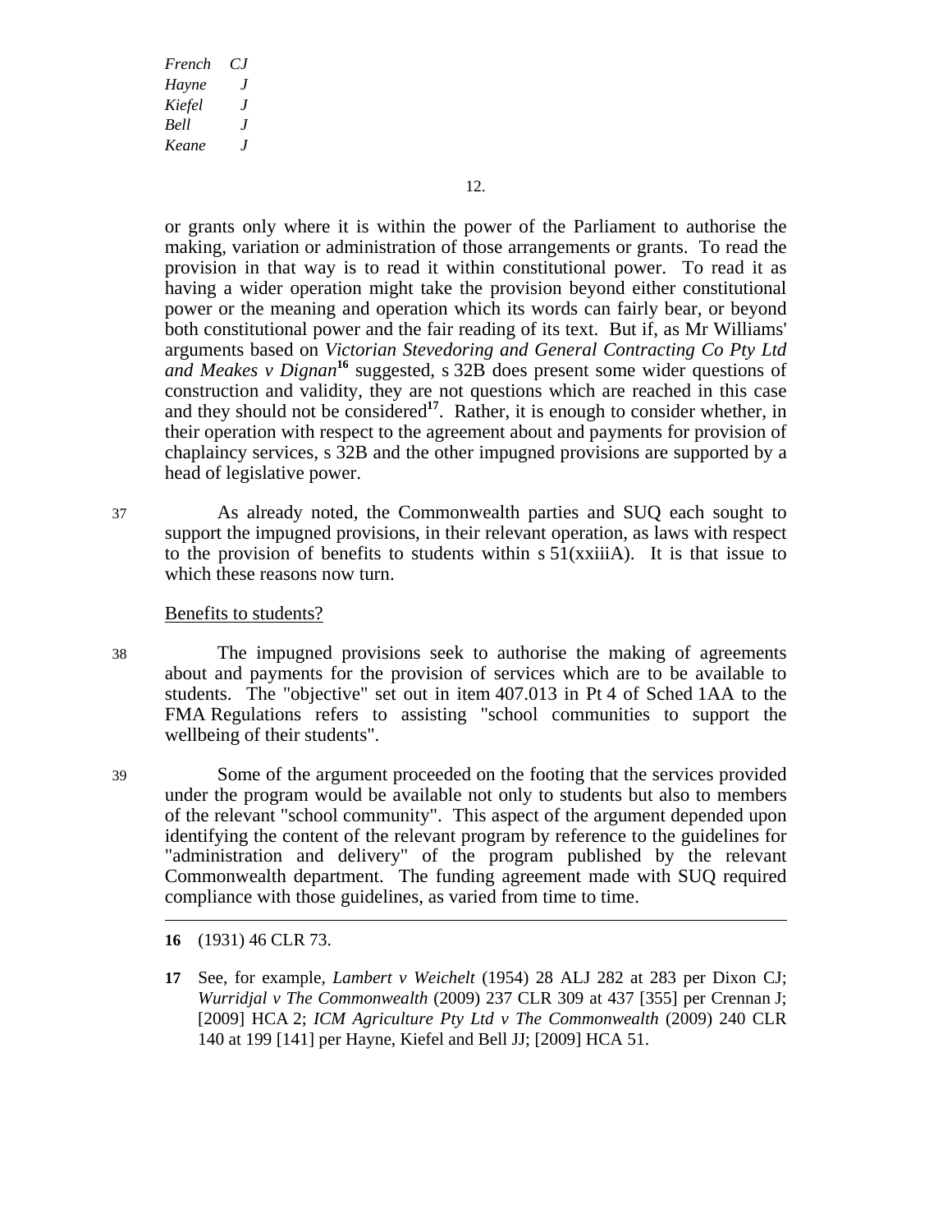or grants only where it is within the power of the Parliament to authorise the making, variation or administration of those arrangements or grants. To read the provision in that way is to read it within constitutional power. To read it as having a wider operation might take the provision beyond either constitutional power or the meaning and operation which its words can fairly bear, or beyond both constitutional power and the fair reading of its text. But if, as Mr Williams' arguments based on *Victorian Stevedoring and General Contracting Co Pty Ltd and Meakes v Dignan*[16] suggested, s 32B does present some wider questions of construction and validity, they are not questions which are reached in this case and they should not be considered[17]. Rather, it is enough to consider whether, in their operation with respect to the agreement about and payments for provision of chaplaincy services, s 32B and the other impugned provisions are supported by a head of legislative power.

37 As already noted, the Commonwealth parties and SUQ each sought to support the impugned provisions, in their relevant operation, as laws with respect to the provision of benefits to students within s 51(xxiiiA). It is that issue to which these reasons now turn.

Benefits to students?

38 The impugned provisions seek to authorise the making of agreements about and payments for the provision of services which are to be available to students. The "objective" set out in item 407.013 in Pt 4 of Sched 1AA to the FMA Regulations refers to assisting "school communities to support the wellbeing of their students".

39 Some of the argument proceeded on the footing that the services provided under the program would be available not only to students but also to members of the relevant "school community". This aspect of the argument depended upon identifying the content of the relevant program by reference to the guidelines for "administration and delivery" of the program published by the relevant Commonwealth department. The funding agreement made with SUQ required compliance with those guidelines, as varied from time to time.

---

**16** (1931) 46 CLR 73.

**17** See, for example, *Lambert v Weichelt* (1954) 28 ALJ 282 at 283 per Dixon CJ; *Wurridjal v The Commonwealth* (2009) 237 CLR 309 at 437 [355] per Crennan J; [2009] HCA 2; *ICM Agriculture Pty Ltd v The Commonwealth* (2009) 240 CLR 140 at 199 [141] per Hayne, Kiefel and Bell JJ; [2009] HCA 51.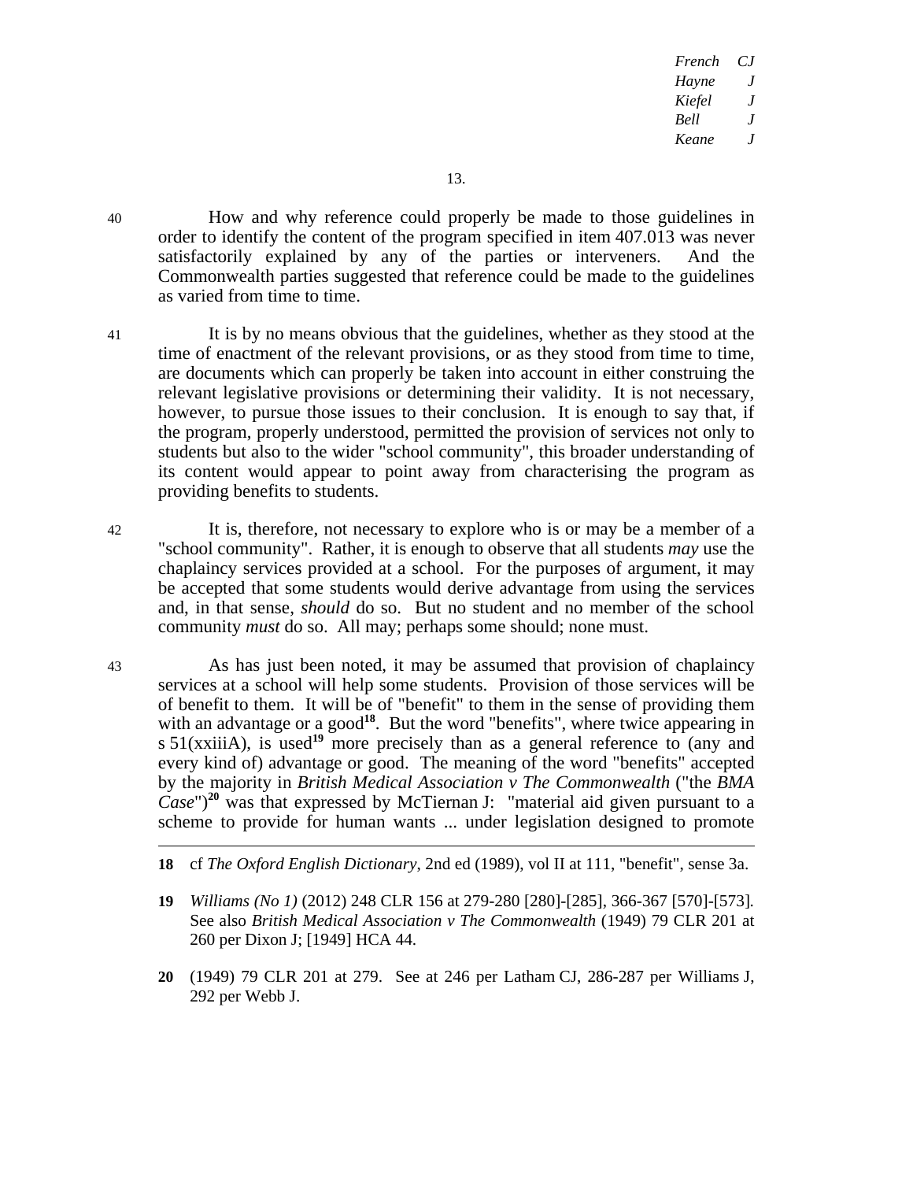40 How and why reference could properly be made to those guidelines in order to identify the content of the program specified in item 407.013 was never satisfactorily explained by any of the parties or interveners. And the Commonwealth parties suggested that reference could be made to the guidelines as varied from time to time.

41 It is by no means obvious that the guidelines, whether as they stood at the time of enactment of the relevant provisions, or as they stood from time to time, are documents which can properly be taken into account in either construing the relevant legislative provisions or determining their validity. It is not necessary, however, to pursue those issues to their conclusion. It is enough to say that, if the program, properly understood, permitted the provision of services not only to students but also to the wider "school community", this broader understanding of its content would appear to point away from characterising the program as providing benefits to students.

42 It is, therefore, not necessary to explore who is or may be a member of a "school community". Rather, it is enough to observe that all students *may* use the chaplaincy services provided at a school. For the purposes of argument, it may be accepted that some students would derive advantage from using the services and, in that sense, *should* do so. But no student and no member of the school community *must* do so. All may; perhaps some should; none must.

43 As has just been noted, it may be assumed that provision of chaplaincy services at a school will help some students. Provision of those services will be of benefit to them. It will be of "benefit" to them in the sense of providing them with an advantage or a good[18]. But the word "benefits", where twice appearing in s 51(xxiiiA), is used[19] more precisely than as a general reference to (any and every kind of) advantage or good. The meaning of the word "benefits" accepted by the majority in *British Medical Association v The Commonwealth* ("the *BMA Case*")[20] was that expressed by McTiernan J: "material aid given pursuant to a scheme to provide for human wants ... under legislation designed to promote

---

**18** cf *The Oxford English Dictionary*, 2nd ed (1989), vol II at 111, "benefit", sense 3a.

**19** *Williams (No 1)* (2012) 248 CLR 156 at 279-280 [280]-[285], 366-367 [570]-[573]. See also *British Medical Association v The Commonwealth* (1949) 79 CLR 201 at 260 per Dixon J; [1949] HCA 44.

**20** (1949) 79 CLR 201 at 279. See at 246 per Latham CJ, 286-287 per Williams J, 292 per Webb J.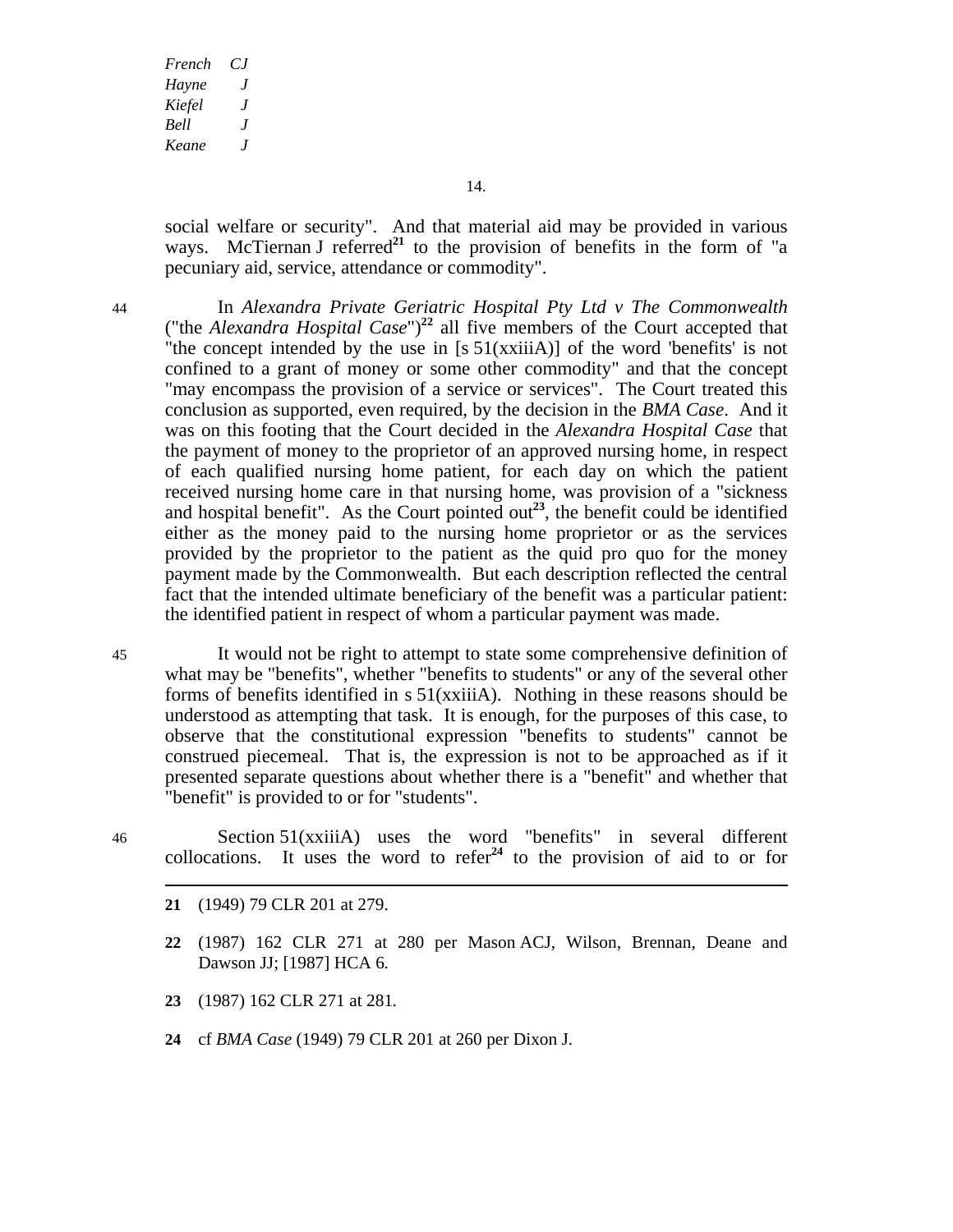social welfare or security". And that material aid may be provided in various ways. McTiernan J referred[21] to the provision of benefits in the form of "a pecuniary aid, service, attendance or commodity".

44 In *Alexandra Private Geriatric Hospital Pty Ltd v The Commonwealth* ("the *Alexandra Hospital Case*")[22] all five members of the Court accepted that "the concept intended by the use in [s 51(xxiiiA)] of the word 'benefits' is not confined to a grant of money or some other commodity" and that the concept "may encompass the provision of a service or services". The Court treated this conclusion as supported, even required, by the decision in the *BMA Case*. And it was on this footing that the Court decided in the *Alexandra Hospital Case* that the payment of money to the proprietor of an approved nursing home, in respect of each qualified nursing home patient, for each day on which the patient received nursing home care in that nursing home, was provision of a "sickness and hospital benefit". As the Court pointed out[23], the benefit could be identified either as the money paid to the nursing home proprietor or as the services provided by the proprietor to the patient as the quid pro quo for the money payment made by the Commonwealth. But each description reflected the central fact that the intended ultimate beneficiary of the benefit was a particular patient: the identified patient in respect of whom a particular payment was made.

45 It would not be right to attempt to state some comprehensive definition of what may be "benefits", whether "benefits to students" or any of the several other forms of benefits identified in s 51(xxiiiA). Nothing in these reasons should be understood as attempting that task. It is enough, for the purposes of this case, to observe that the constitutional expression "benefits to students" cannot be construed piecemeal. That is, the expression is not to be approached as if it presented separate questions about whether there is a "benefit" and whether that "benefit" is provided to or for "students".

46 Section 51(xxiiiA) uses the word "benefits" in several different collocations. It uses the word to refer[24] to the provision of aid to or for

---

**21** (1949) 79 CLR 201 at 279.

**22** (1987) 162 CLR 271 at 280 per Mason ACJ, Wilson, Brennan, Deane and Dawson JJ; [1987] HCA 6.

**23** (1987) 162 CLR 271 at 281.

**24** cf *BMA Case* (1949) 79 CLR 201 at 260 per Dixon J.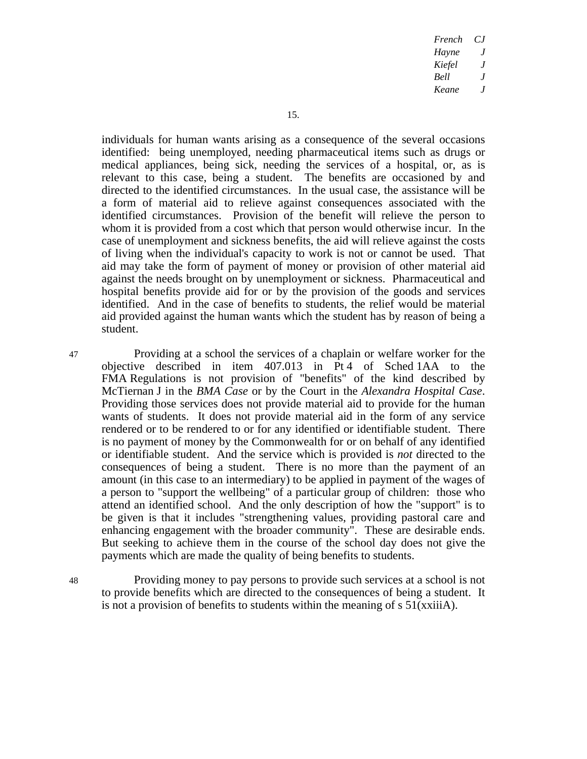individuals for human wants arising as a consequence of the several occasions identified: being unemployed, needing pharmaceutical items such as drugs or medical appliances, being sick, needing the services of a hospital, or, as is relevant to this case, being a student. The benefits are occasioned by and directed to the identified circumstances. In the usual case, the assistance will be a form of material aid to relieve against consequences associated with the identified circumstances. Provision of the benefit will relieve the person to whom it is provided from a cost which that person would otherwise incur. In the case of unemployment and sickness benefits, the aid will relieve against the costs of living when the individual's capacity to work is not or cannot be used. That aid may take the form of payment of money or provision of other material aid against the needs brought on by unemployment or sickness. Pharmaceutical and hospital benefits provide aid for or by the provision of the goods and services identified. And in the case of benefits to students, the relief would be material aid provided against the human wants which the student has by reason of being a student.

47 Providing at a school the services of a chaplain or welfare worker for the objective described in item 407.013 in Pt 4 of Sched 1AA to the FMA Regulations is not provision of "benefits" of the kind described by McTiernan J in the *BMA Case* or by the Court in the *Alexandra Hospital Case*. Providing those services does not provide material aid to provide for the human wants of students. It does not provide material aid in the form of any service rendered or to be rendered to or for any identified or identifiable student. There is no payment of money by the Commonwealth for or on behalf of any identified or identifiable student. And the service which is provided is *not* directed to the consequences of being a student. There is no more than the payment of an amount (in this case to an intermediary) to be applied in payment of the wages of a person to "support the wellbeing" of a particular group of children: those who attend an identified school. And the only description of how the "support" is to be given is that it includes "strengthening values, providing pastoral care and enhancing engagement with the broader community". These are desirable ends. But seeking to achieve them in the course of the school day does not give the payments which are made the quality of being benefits to students.

48 Providing money to pay persons to provide such services at a school is not to provide benefits which are directed to the consequences of being a student. It is not a provision of benefits to students within the meaning of s 51(xxiiiA).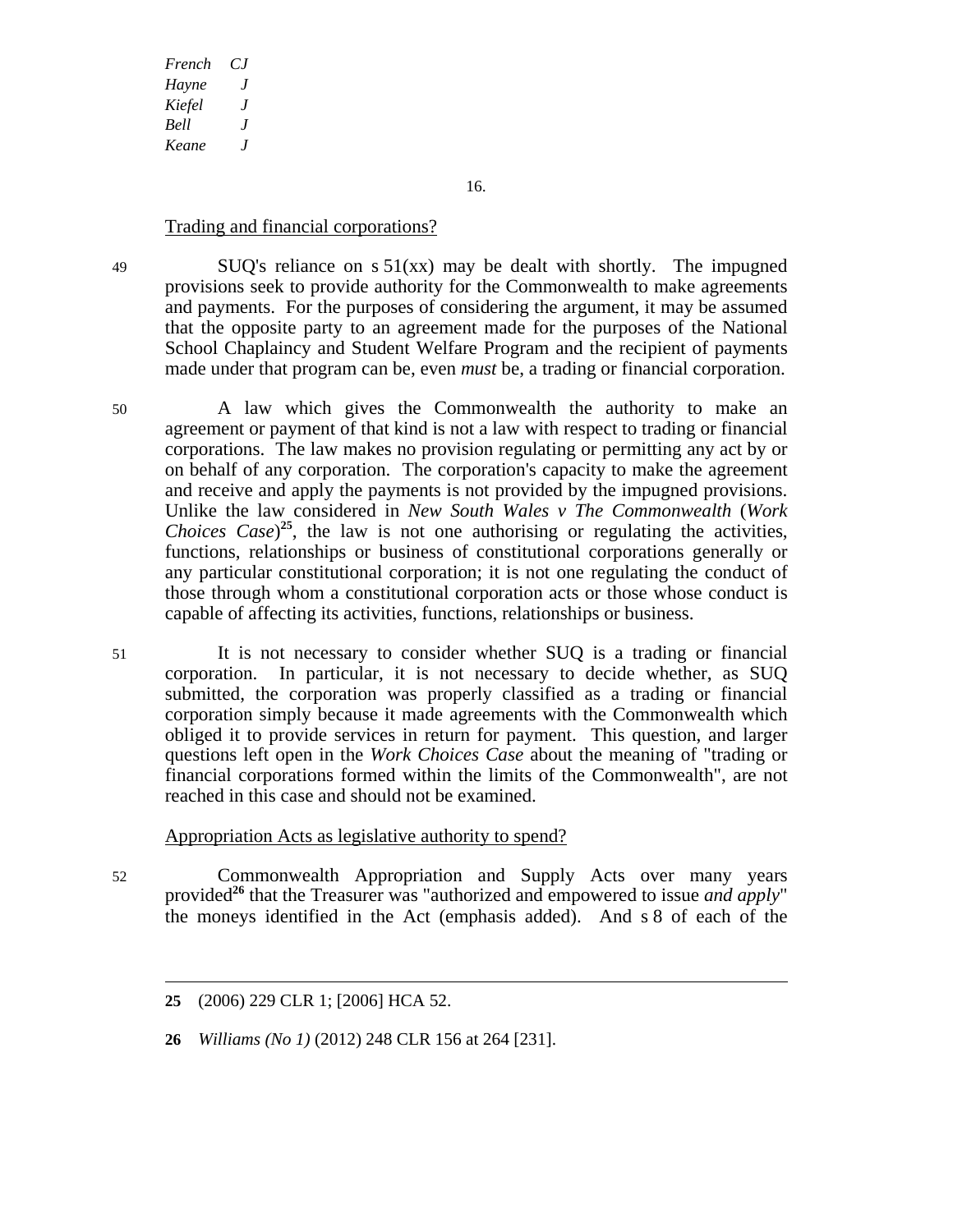Trading and financial corporations?

49 SUQ's reliance on s 51(xx) may be dealt with shortly. The impugned provisions seek to provide authority for the Commonwealth to make agreements and payments. For the purposes of considering the argument, it may be assumed that the opposite party to an agreement made for the purposes of the National School Chaplaincy and Student Welfare Program and the recipient of payments made under that program can be, even *must* be, a trading or financial corporation.

50 A law which gives the Commonwealth the authority to make an agreement or payment of that kind is not a law with respect to trading or financial corporations. The law makes no provision regulating or permitting any act by or on behalf of any corporation. The corporation's capacity to make the agreement and receive and apply the payments is not provided by the impugned provisions. Unlike the law considered in *New South Wales v The Commonwealth* (*Work Choices Case*)[25], the law is not one authorising or regulating the activities, functions, relationships or business of constitutional corporations generally or any particular constitutional corporation; it is not one regulating the conduct of those through whom a constitutional corporation acts or those whose conduct is capable of affecting its activities, functions, relationships or business.

51 It is not necessary to consider whether SUQ is a trading or financial corporation. In particular, it is not necessary to decide whether, as SUQ submitted, the corporation was properly classified as a trading or financial corporation simply because it made agreements with the Commonwealth which obliged it to provide services in return for payment. This question, and larger questions left open in the *Work Choices Case* about the meaning of "trading or financial corporations formed within the limits of the Commonwealth", are not reached in this case and should not be examined.

Appropriation Acts as legislative authority to spend?

52 Commonwealth Appropriation and Supply Acts over many years provided[26] that the Treasurer was "authorized and empowered to issue *and apply*" the moneys identified in the Act (emphasis added). And s 8 of each of the

---

**25** (2006) 229 CLR 1; [2006] HCA 52.

**26** *Williams (No 1)* (2012) 248 CLR 156 at 264 [231].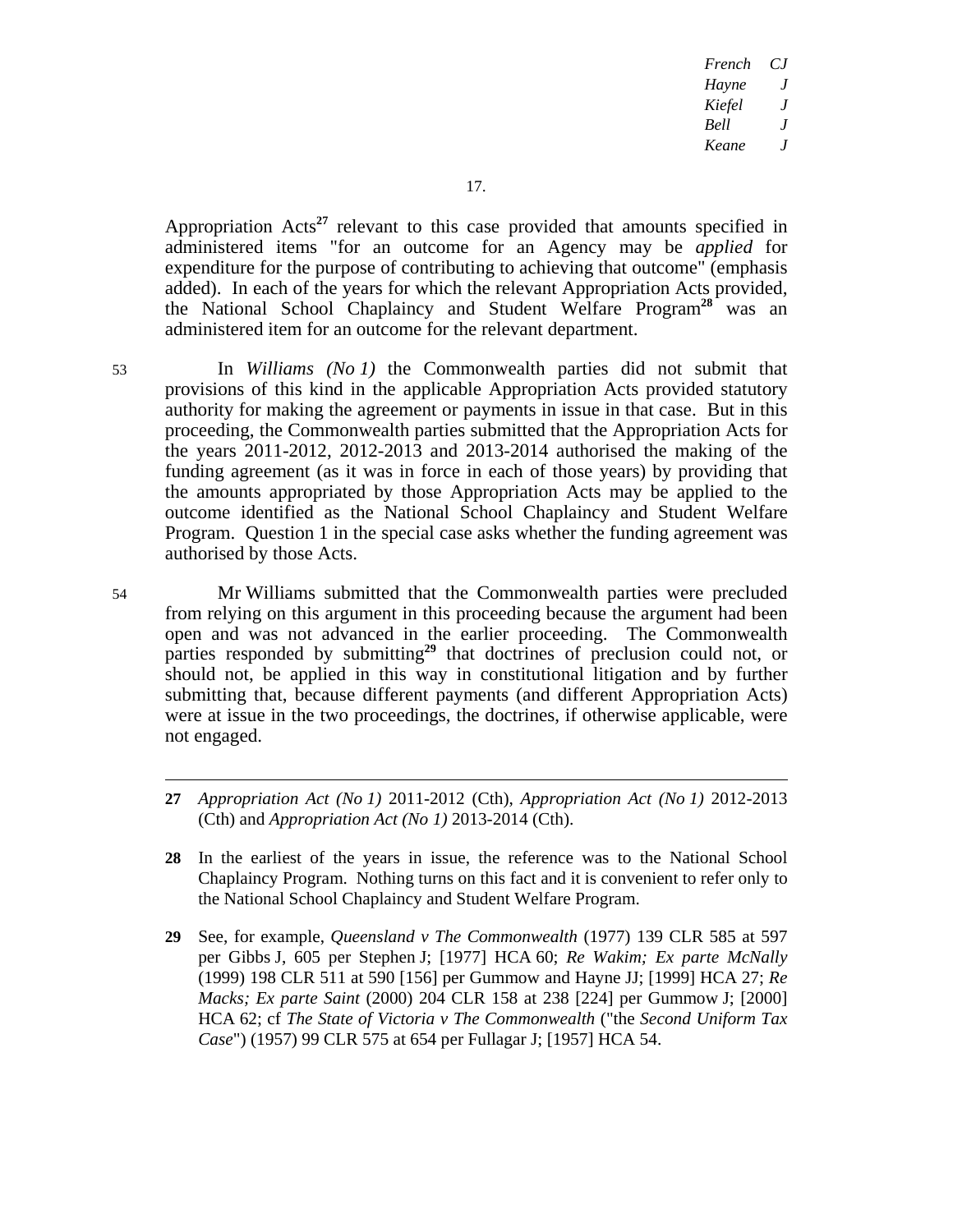Appropriation Acts[27] relevant to this case provided that amounts specified in administered items "for an outcome for an Agency may be *applied* for expenditure for the purpose of contributing to achieving that outcome" (emphasis added). In each of the years for which the relevant Appropriation Acts provided, the National School Chaplaincy and Student Welfare Program[28] was an administered item for an outcome for the relevant department.

53 In *Williams (No 1)* the Commonwealth parties did not submit that provisions of this kind in the applicable Appropriation Acts provided statutory authority for making the agreement or payments in issue in that case. But in this proceeding, the Commonwealth parties submitted that the Appropriation Acts for the years 2011-2012, 2012-2013 and 2013-2014 authorised the making of the funding agreement (as it was in force in each of those years) by providing that the amounts appropriated by those Appropriation Acts may be applied to the outcome identified as the National School Chaplaincy and Student Welfare Program. Question 1 in the special case asks whether the funding agreement was authorised by those Acts.

54 Mr Williams submitted that the Commonwealth parties were precluded from relying on this argument in this proceeding because the argument had been open and was not advanced in the earlier proceeding. The Commonwealth parties responded by submitting[29] that doctrines of preclusion could not, or should not, be applied in this way in constitutional litigation and by further submitting that, because different payments (and different Appropriation Acts) were at issue in the two proceedings, the doctrines, if otherwise applicable, were not engaged.

---

**27** *Appropriation Act (No 1)* 2011-2012 (Cth), *Appropriation Act (No 1)* 2012-2013 (Cth) and *Appropriation Act (No 1)* 2013-2014 (Cth).

**28** In the earliest of the years in issue, the reference was to the National School Chaplaincy Program. Nothing turns on this fact and it is convenient to refer only to the National School Chaplaincy and Student Welfare Program.

**29** See, for example, *Queensland v The Commonwealth* (1977) 139 CLR 585 at 597 per Gibbs J, 605 per Stephen J; [1977] HCA 60; *Re Wakim; Ex parte McNally* (1999) 198 CLR 511 at 590 [156] per Gummow and Hayne JJ; [1999] HCA 27; *Re Macks; Ex parte Saint* (2000) 204 CLR 158 at 238 [224] per Gummow J; [2000] HCA 62; cf *The State of Victoria v The Commonwealth* ("the *Second Uniform Tax Case*") (1957) 99 CLR 575 at 654 per Fullagar J; [1957] HCA 54.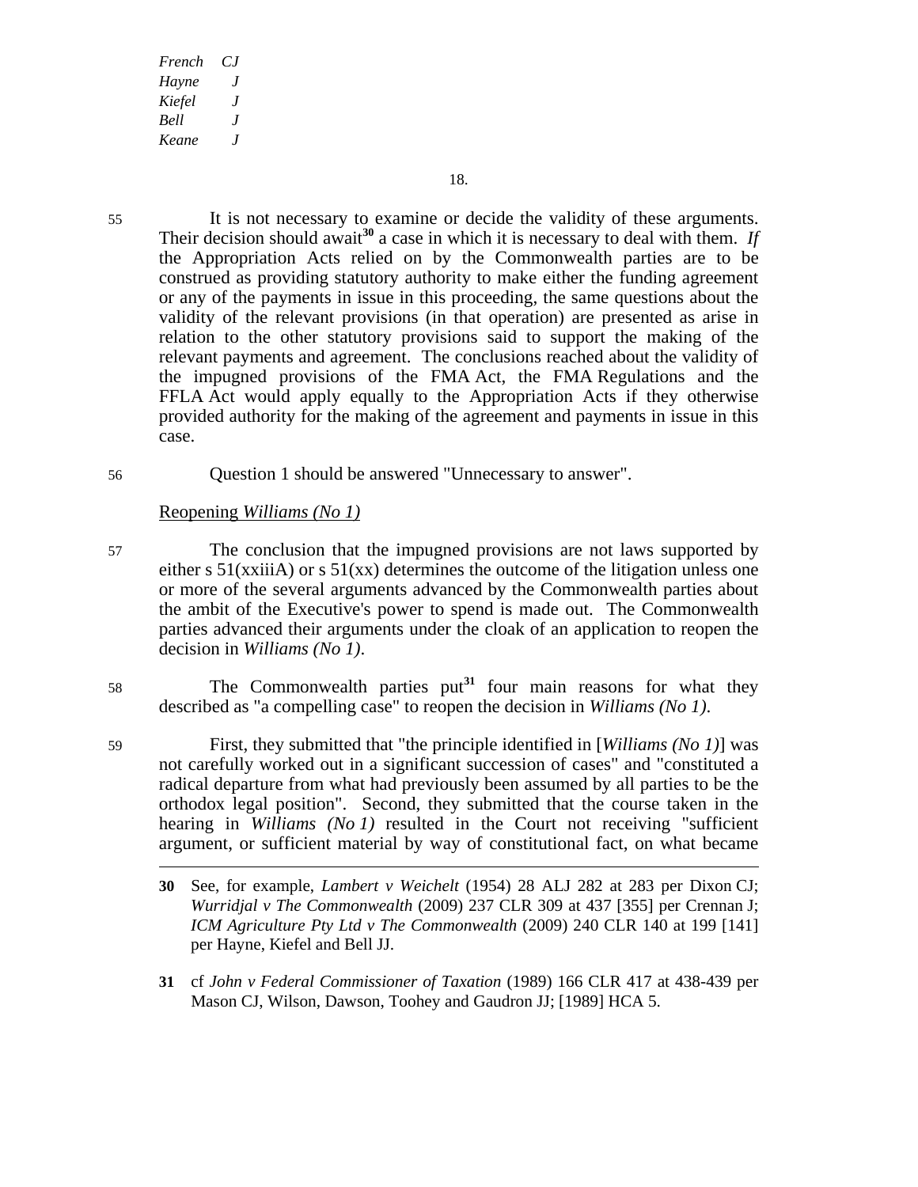55 It is not necessary to examine or decide the validity of these arguments. Their decision should await[30] a case in which it is necessary to deal with them. *If* the Appropriation Acts relied on by the Commonwealth parties are to be construed as providing statutory authority to make either the funding agreement or any of the payments in issue in this proceeding, the same questions about the validity of the relevant provisions (in that operation) are presented as arise in relation to the other statutory provisions said to support the making of the relevant payments and agreement. The conclusions reached about the validity of the impugned provisions of the FMA Act, the FMA Regulations and the FFLA Act would apply equally to the Appropriation Acts if they otherwise provided authority for the making of the agreement and payments in issue in this case.

56 Question 1 should be answered "Unnecessary to answer".

<u>Reopening *Williams (No 1)*</u>

57 The conclusion that the impugned provisions are not laws supported by either s 51(xxiiiA) or s 51(xx) determines the outcome of the litigation unless one or more of the several arguments advanced by the Commonwealth parties about the ambit of the Executive's power to spend is made out. The Commonwealth parties advanced their arguments under the cloak of an application to reopen the decision in *Williams (No 1)*.

58 The Commonwealth parties put[31] four main reasons for what they described as "a compelling case" to reopen the decision in *Williams (No 1)*.

59 First, they submitted that "the principle identified in [*Williams (No 1)*] was not carefully worked out in a significant succession of cases" and "constituted a radical departure from what had previously been assumed by all parties to be the orthodox legal position". Second, they submitted that the course taken in the hearing in *Williams (No 1)* resulted in the Court not receiving "sufficient argument, or sufficient material by way of constitutional fact, on what became

---

**30** See, for example, *Lambert v Weichelt* (1954) 28 ALJ 282 at 283 per Dixon CJ; *Wurridjal v The Commonwealth* (2009) 237 CLR 309 at 437 [355] per Crennan J; *ICM Agriculture Pty Ltd v The Commonwealth* (2009) 240 CLR 140 at 199 [141] per Hayne, Kiefel and Bell JJ.

**31** cf *John v Federal Commissioner of Taxation* (1989) 166 CLR 417 at 438-439 per Mason CJ, Wilson, Dawson, Toohey and Gaudron JJ; [1989] HCA 5.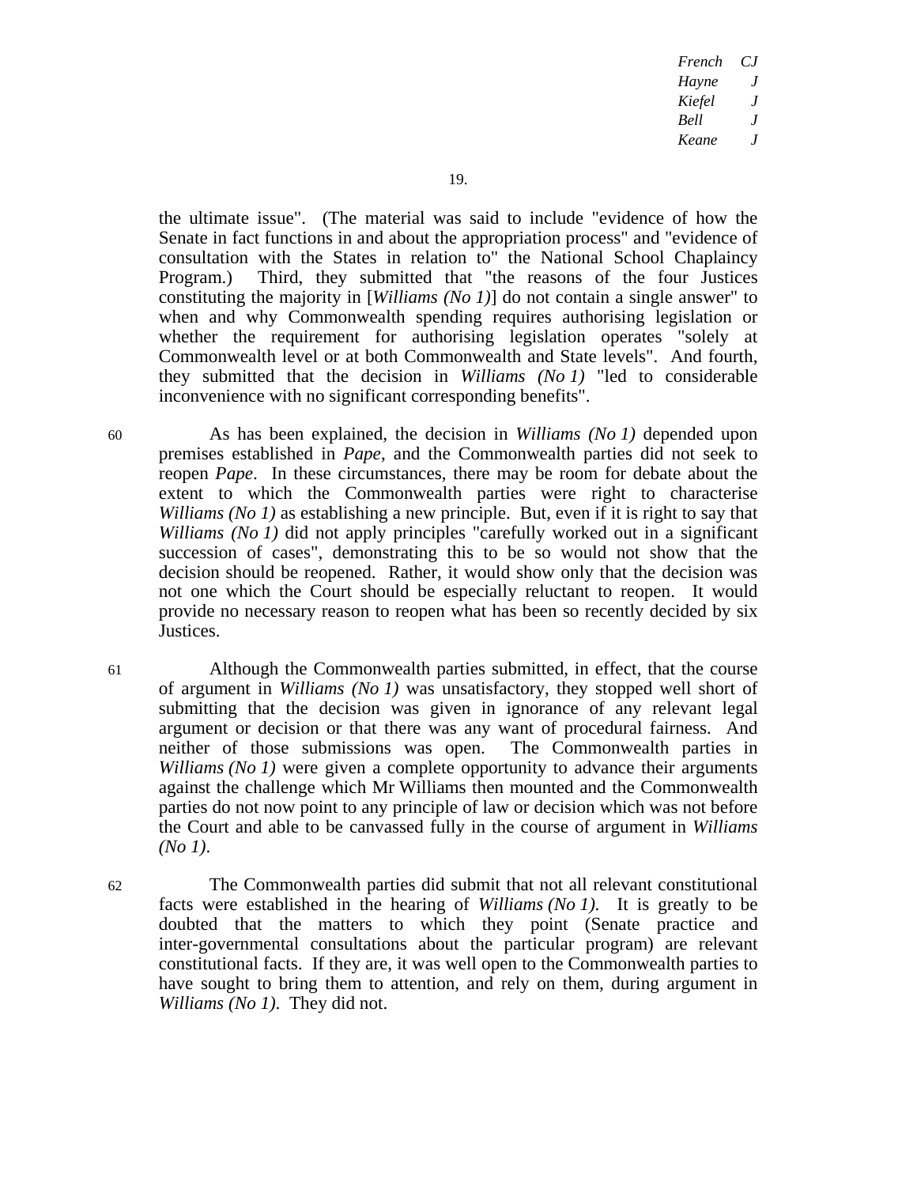the ultimate issue". (The material was said to include "evidence of how the Senate in fact functions in and about the appropriation process" and "evidence of consultation with the States in relation to" the National School Chaplaincy Program.) Third, they submitted that "the reasons of the four Justices constituting the majority in [*Williams (No 1)*] do not contain a single answer" to when and why Commonwealth spending requires authorising legislation or whether the requirement for authorising legislation operates "solely at Commonwealth level or at both Commonwealth and State levels". And fourth, they submitted that the decision in *Williams (No 1)* "led to considerable inconvenience with no significant corresponding benefits".

60 As has been explained, the decision in *Williams (No 1)* depended upon premises established in *Pape*, and the Commonwealth parties did not seek to reopen *Pape*. In these circumstances, there may be room for debate about the extent to which the Commonwealth parties were right to characterise *Williams (No 1)* as establishing a new principle. But, even if it is right to say that *Williams (No 1)* did not apply principles "carefully worked out in a significant succession of cases", demonstrating this to be so would not show that the decision should be reopened. Rather, it would show only that the decision was not one which the Court should be especially reluctant to reopen. It would provide no necessary reason to reopen what has been so recently decided by six Justices.

61 Although the Commonwealth parties submitted, in effect, that the course of argument in *Williams (No 1)* was unsatisfactory, they stopped well short of submitting that the decision was given in ignorance of any relevant legal argument or decision or that there was any want of procedural fairness. And neither of those submissions was open. The Commonwealth parties in *Williams (No 1)* were given a complete opportunity to advance their arguments against the challenge which Mr Williams then mounted and the Commonwealth parties do not now point to any principle of law or decision which was not before the Court and able to be canvassed fully in the course of argument in *Williams (No 1)*.

62 The Commonwealth parties did submit that not all relevant constitutional facts were established in the hearing of *Williams (No 1)*. It is greatly to be doubted that the matters to which they point (Senate practice and inter-governmental consultations about the particular program) are relevant constitutional facts. If they are, it was well open to the Commonwealth parties to have sought to bring them to attention, and rely on them, during argument in *Williams (No 1)*. They did not.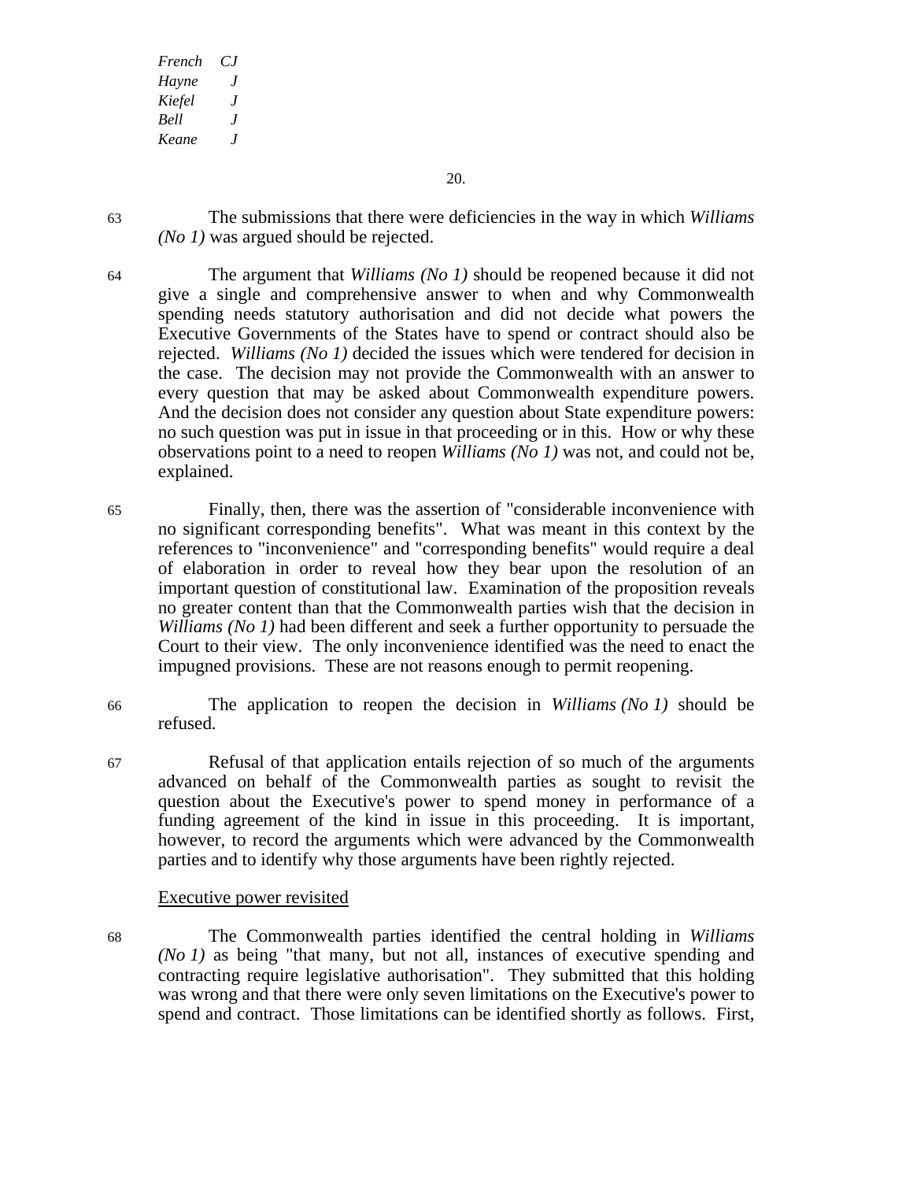63 The submissions that there were deficiencies in the way in which *Williams (No 1)* was argued should be rejected.

64 The argument that *Williams (No 1)* should be reopened because it did not give a single and comprehensive answer to when and why Commonwealth spending needs statutory authorisation and did not decide what powers the Executive Governments of the States have to spend or contract should also be rejected. *Williams (No 1)* decided the issues which were tendered for decision in the case. The decision may not provide the Commonwealth with an answer to every question that may be asked about Commonwealth expenditure powers. And the decision does not consider any question about State expenditure powers: no such question was put in issue in that proceeding or in this. How or why these observations point to a need to reopen *Williams (No 1)* was not, and could not be, explained.

65 Finally, then, there was the assertion of "considerable inconvenience with no significant corresponding benefits". What was meant in this context by the references to "inconvenience" and "corresponding benefits" would require a deal of elaboration in order to reveal how they bear upon the resolution of an important question of constitutional law. Examination of the proposition reveals no greater content than that the Commonwealth parties wish that the decision in *Williams (No 1)* had been different and seek a further opportunity to persuade the Court to their view. The only inconvenience identified was the need to enact the impugned provisions. These are not reasons enough to permit reopening.

66 The application to reopen the decision in *Williams (No 1)* should be refused.

67 Refusal of that application entails rejection of so much of the arguments advanced on behalf of the Commonwealth parties as sought to revisit the question about the Executive's power to spend money in performance of a funding agreement of the kind in issue in this proceeding. It is important, however, to record the arguments which were advanced by the Commonwealth parties and to identify why those arguments have been rightly rejected.

## Executive power revisited

68 The Commonwealth parties identified the central holding in *Williams (No 1)* as being "that many, but not all, instances of executive spending and contracting require legislative authorisation". They submitted that this holding was wrong and that there were only seven limitations on the Executive's power to spend and contract. Those limitations can be identified shortly as follows. First,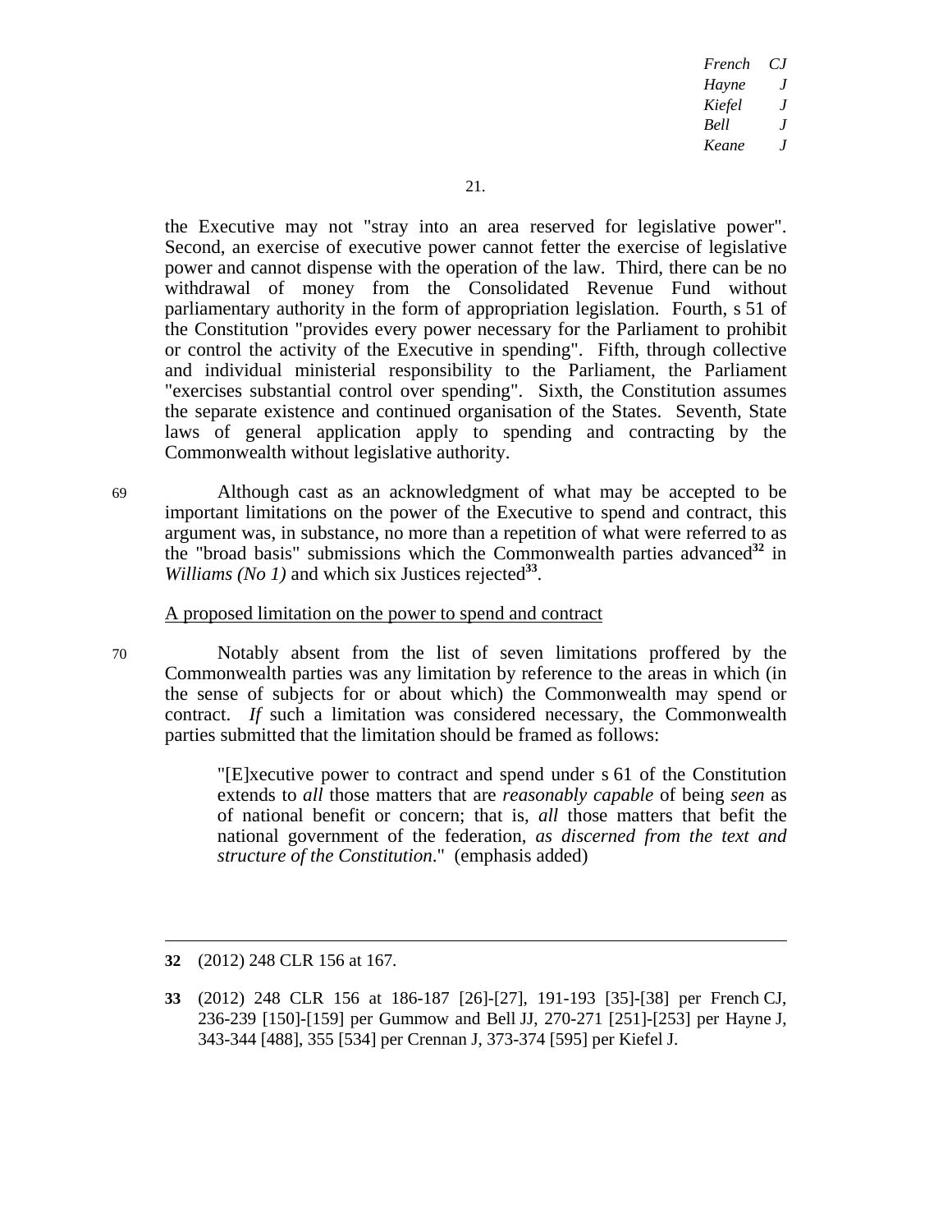the Executive may not "stray into an area reserved for legislative power". Second, an exercise of executive power cannot fetter the exercise of legislative power and cannot dispense with the operation of the law. Third, there can be no withdrawal of money from the Consolidated Revenue Fund without parliamentary authority in the form of appropriation legislation. Fourth, s 51 of the Constitution "provides every power necessary for the Parliament to prohibit or control the activity of the Executive in spending". Fifth, through collective and individual ministerial responsibility to the Parliament, the Parliament "exercises substantial control over spending". Sixth, the Constitution assumes the separate existence and continued organisation of the States. Seventh, State laws of general application apply to spending and contracting by the Commonwealth without legislative authority.

69 Although cast as an acknowledgment of what may be accepted to be important limitations on the power of the Executive to spend and contract, this argument was, in substance, no more than a repetition of what were referred to as the "broad basis" submissions which the Commonwealth parties advanced[32] in *Williams (No 1)* and which six Justices rejected[33].

A proposed limitation on the power to spend and contract

70 Notably absent from the list of seven limitations proffered by the Commonwealth parties was any limitation by reference to the areas in which (in the sense of subjects for or about which) the Commonwealth may spend or contract. *If* such a limitation was considered necessary, the Commonwealth parties submitted that the limitation should be framed as follows:

> "[E]xecutive power to contract and spend under s 61 of the Constitution extends to *all* those matters that are *reasonably capable* of being *seen* as of national benefit or concern; that is, *all* those matters that befit the national government of the federation, *as discerned from the text and structure of the Constitution*." (emphasis added)

---

**32** (2012) 248 CLR 156 at 167.

**33** (2012) 248 CLR 156 at 186-187 [26]-[27], 191-193 [35]-[38] per French CJ, 236-239 [150]-[159] per Gummow and Bell JJ, 270-271 [251]-[253] per Hayne J, 343-344 [488], 355 [534] per Crennan J, 373-374 [595] per Kiefel J.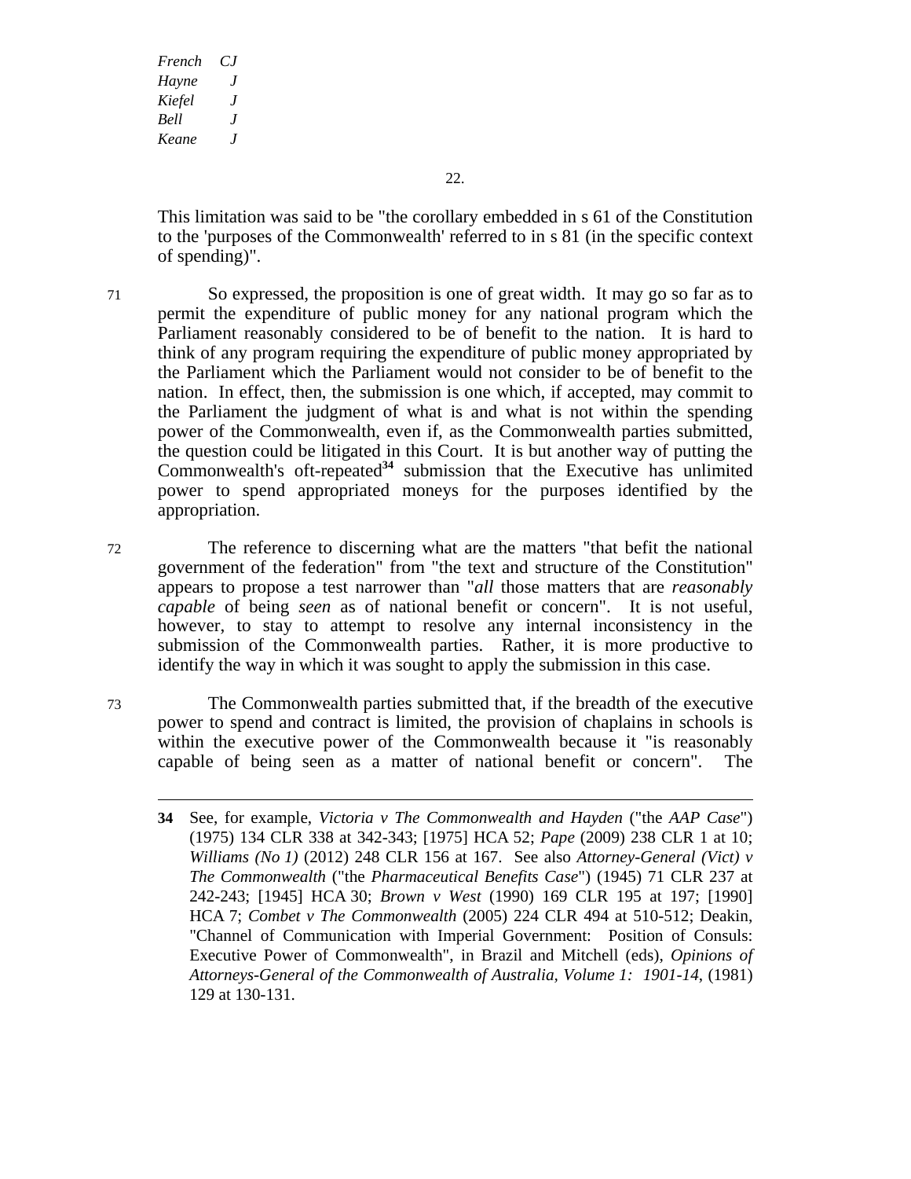This limitation was said to be "the corollary embedded in s 61 of the Constitution to the 'purposes of the Commonwealth' referred to in s 81 (in the specific context of spending)".

71 So expressed, the proposition is one of great width. It may go so far as to permit the expenditure of public money for any national program which the Parliament reasonably considered to be of benefit to the nation. It is hard to think of any program requiring the expenditure of public money appropriated by the Parliament which the Parliament would not consider to be of benefit to the nation. In effect, then, the submission is one which, if accepted, may commit to the Parliament the judgment of what is and what is not within the spending power of the Commonwealth, even if, as the Commonwealth parties submitted, the question could be litigated in this Court. It is but another way of putting the Commonwealth's oft-repeated[34] submission that the Executive has unlimited power to spend appropriated moneys for the purposes identified by the appropriation.

72 The reference to discerning what are the matters "that befit the national government of the federation" from "the text and structure of the Constitution" appears to propose a test narrower than "*all* those matters that are *reasonably capable* of being *seen* as of national benefit or concern". It is not useful, however, to stay to attempt to resolve any internal inconsistency in the submission of the Commonwealth parties. Rather, it is more productive to identify the way in which it was sought to apply the submission in this case.

73 The Commonwealth parties submitted that, if the breadth of the executive power to spend and contract is limited, the provision of chaplains in schools is within the executive power of the Commonwealth because it "is reasonably capable of being seen as a matter of national benefit or concern". The

---

**34** See, for example, *Victoria v The Commonwealth and Hayden* ("the *AAP Case*") (1975) 134 CLR 338 at 342-343; [1975] HCA 52; *Pape* (2009) 238 CLR 1 at 10; *Williams (No 1)* (2012) 248 CLR 156 at 167. See also *Attorney-General (Vict) v The Commonwealth* ("the *Pharmaceutical Benefits Case*") (1945) 71 CLR 237 at 242-243; [1945] HCA 30; *Brown v West* (1990) 169 CLR 195 at 197; [1990] HCA 7; *Combet v The Commonwealth* (2005) 224 CLR 494 at 510-512; Deakin, "Channel of Communication with Imperial Government: Position of Consuls: Executive Power of Commonwealth", in Brazil and Mitchell (eds), *Opinions of Attorneys-General of the Commonwealth of Australia, Volume 1: 1901-14*, (1981) 129 at 130-131.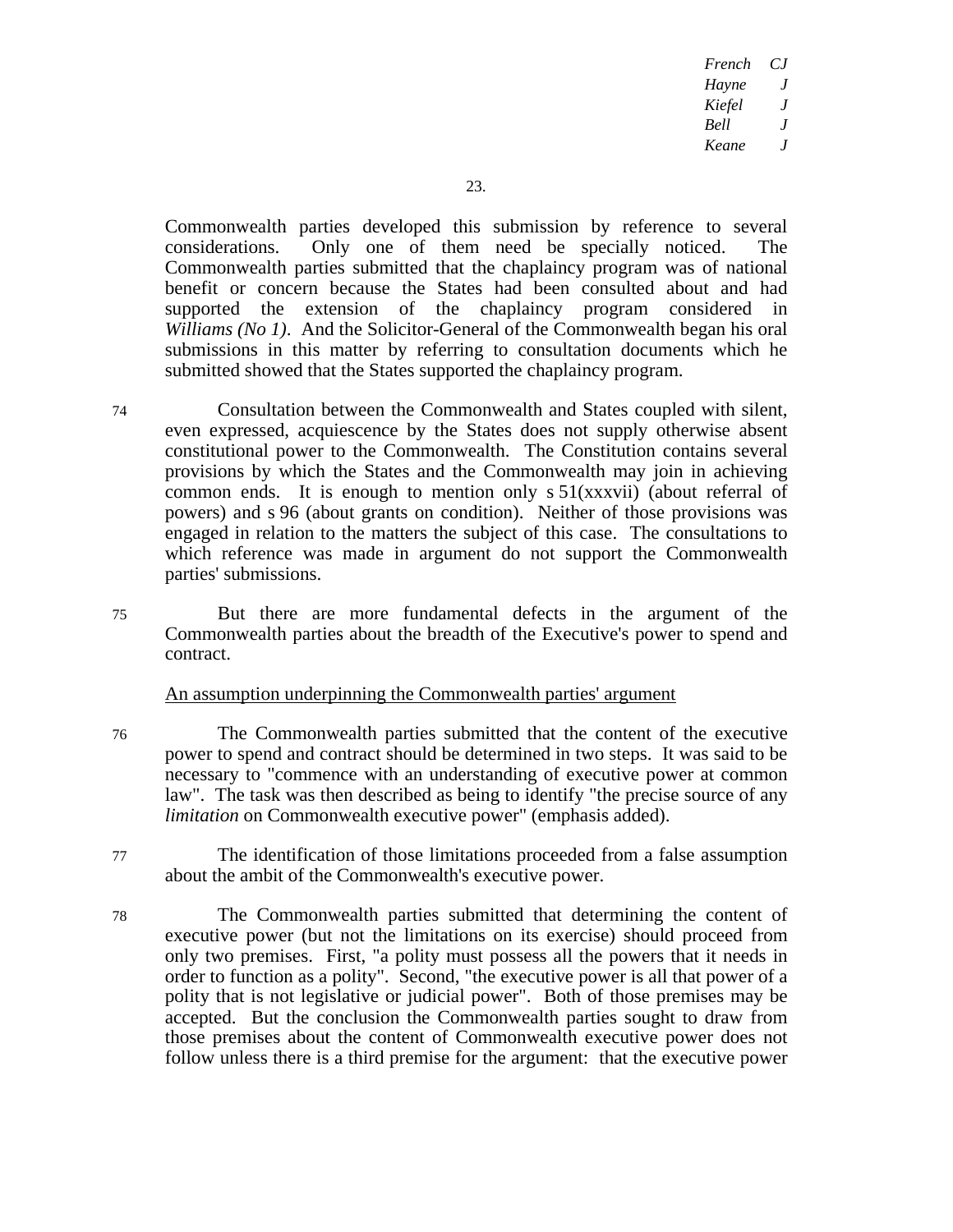Commonwealth parties developed this submission by reference to several considerations. Only one of them need be specially noticed. The Commonwealth parties submitted that the chaplaincy program was of national benefit or concern because the States had been consulted about and had supported the extension of the chaplaincy program considered in *Williams (No 1)*. And the Solicitor-General of the Commonwealth began his oral submissions in this matter by referring to consultation documents which he submitted showed that the States supported the chaplaincy program.

74 Consultation between the Commonwealth and States coupled with silent, even expressed, acquiescence by the States does not supply otherwise absent constitutional power to the Commonwealth. The Constitution contains several provisions by which the States and the Commonwealth may join in achieving common ends. It is enough to mention only s 51(xxxvii) (about referral of powers) and s 96 (about grants on condition). Neither of those provisions was engaged in relation to the matters the subject of this case. The consultations to which reference was made in argument do not support the Commonwealth parties' submissions.

75 But there are more fundamental defects in the argument of the Commonwealth parties about the breadth of the Executive's power to spend and contract.

<u>An assumption underpinning the Commonwealth parties' argument</u>

76 The Commonwealth parties submitted that the content of the executive power to spend and contract should be determined in two steps. It was said to be necessary to "commence with an understanding of executive power at common law". The task was then described as being to identify "the precise source of any *limitation* on Commonwealth executive power" (emphasis added).

77 The identification of those limitations proceeded from a false assumption about the ambit of the Commonwealth's executive power.

78 The Commonwealth parties submitted that determining the content of executive power (but not the limitations on its exercise) should proceed from only two premises. First, "a polity must possess all the powers that it needs in order to function as a polity". Second, "the executive power is all that power of a polity that is not legislative or judicial power". Both of those premises may be accepted. But the conclusion the Commonwealth parties sought to draw from those premises about the content of Commonwealth executive power does not follow unless there is a third premise for the argument: that the executive power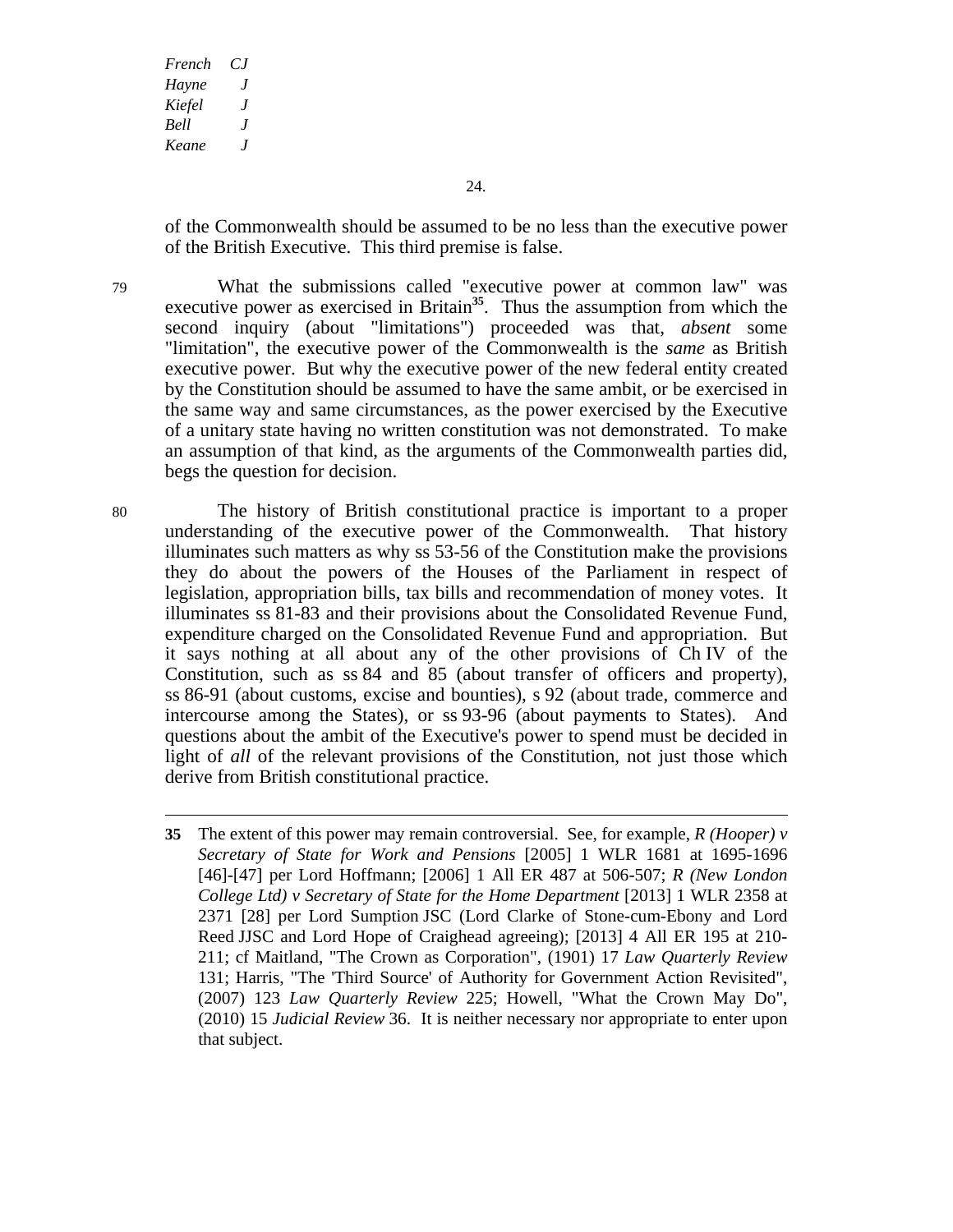of the Commonwealth should be assumed to be no less than the executive power of the British Executive. This third premise is false.

79 What the submissions called "executive power at common law" was executive power as exercised in Britain[35]. Thus the assumption from which the second inquiry (about "limitations") proceeded was that, *absent* some "limitation", the executive power of the Commonwealth is the *same* as British executive power. But why the executive power of the new federal entity created by the Constitution should be assumed to have the same ambit, or be exercised in the same way and same circumstances, as the power exercised by the Executive of a unitary state having no written constitution was not demonstrated. To make an assumption of that kind, as the arguments of the Commonwealth parties did, begs the question for decision.

80 The history of British constitutional practice is important to a proper understanding of the executive power of the Commonwealth. That history illuminates such matters as why ss 53-56 of the Constitution make the provisions they do about the powers of the Houses of the Parliament in respect of legislation, appropriation bills, tax bills and recommendation of money votes. It illuminates ss 81-83 and their provisions about the Consolidated Revenue Fund, expenditure charged on the Consolidated Revenue Fund and appropriation. But it says nothing at all about any of the other provisions of Ch IV of the Constitution, such as ss 84 and 85 (about transfer of officers and property), ss 86-91 (about customs, excise and bounties), s 92 (about trade, commerce and intercourse among the States), or ss 93-96 (about payments to States). And questions about the ambit of the Executive's power to spend must be decided in light of *all* of the relevant provisions of the Constitution, not just those which derive from British constitutional practice.

---

**35** The extent of this power may remain controversial. See, for example, *R (Hooper) v Secretary of State for Work and Pensions* [2005] 1 WLR 1681 at 1695-1696 [46]-[47] per Lord Hoffmann; [2006] 1 All ER 487 at 506-507; *R (New London College Ltd) v Secretary of State for the Home Department* [2013] 1 WLR 2358 at 2371 [28] per Lord Sumption JSC (Lord Clarke of Stone-cum-Ebony and Lord Reed JJSC and Lord Hope of Craighead agreeing); [2013] 4 All ER 195 at 210-211; cf Maitland, "The Crown as Corporation", (1901) 17 *Law Quarterly Review* 131; Harris, "The 'Third Source' of Authority for Government Action Revisited", (2007) 123 *Law Quarterly Review* 225; Howell, "What the Crown May Do", (2010) 15 *Judicial Review* 36. It is neither necessary nor appropriate to enter upon that subject.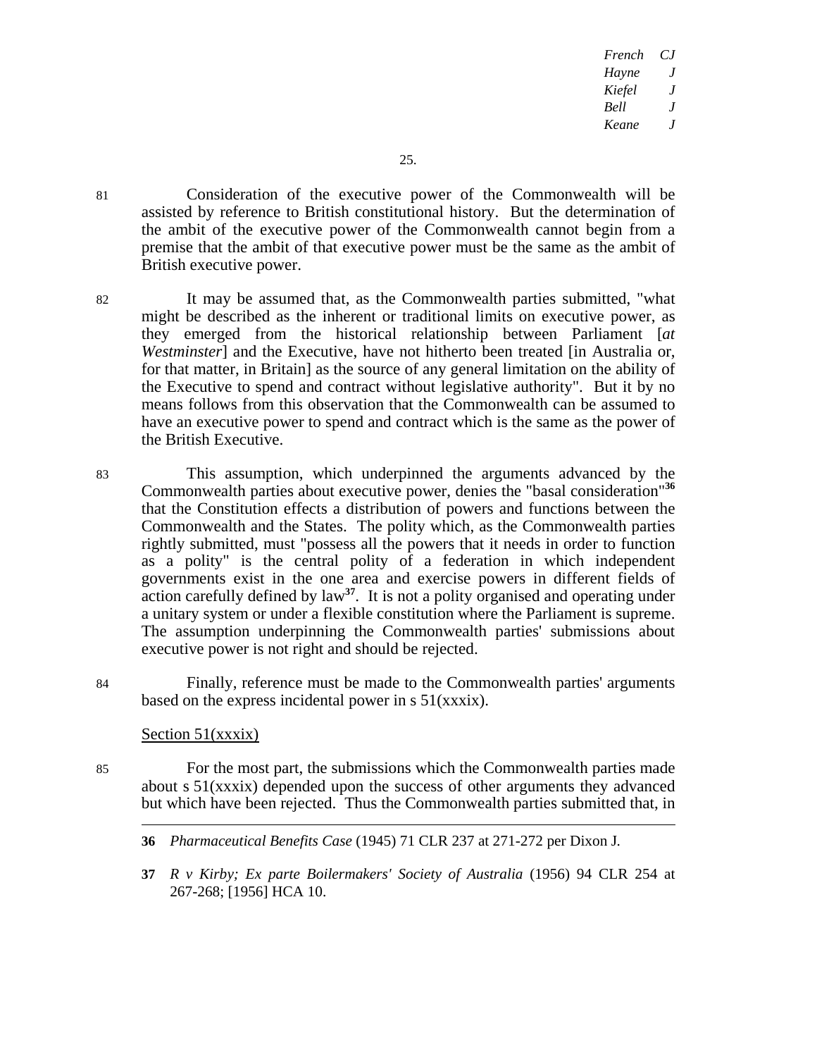81 Consideration of the executive power of the Commonwealth will be assisted by reference to British constitutional history. But the determination of the ambit of the executive power of the Commonwealth cannot begin from a premise that the ambit of that executive power must be the same as the ambit of British executive power.

82 It may be assumed that, as the Commonwealth parties submitted, "what might be described as the inherent or traditional limits on executive power, as they emerged from the historical relationship between Parliament [*at Westminster*] and the Executive, have not hitherto been treated [in Australia or, for that matter, in Britain] as the source of any general limitation on the ability of the Executive to spend and contract without legislative authority". But it by no means follows from this observation that the Commonwealth can be assumed to have an executive power to spend and contract which is the same as the power of the British Executive.

83 This assumption, which underpinned the arguments advanced by the Commonwealth parties about executive power, denies the "basal consideration"[36] that the Constitution effects a distribution of powers and functions between the Commonwealth and the States. The polity which, as the Commonwealth parties rightly submitted, must "possess all the powers that it needs in order to function as a polity" is the central polity of a federation in which independent governments exist in the one area and exercise powers in different fields of action carefully defined by law[37]. It is not a polity organised and operating under a unitary system or under a flexible constitution where the Parliament is supreme. The assumption underpinning the Commonwealth parties' submissions about executive power is not right and should be rejected.

84 Finally, reference must be made to the Commonwealth parties' arguments based on the express incidental power in s 51(xxxix).

<u>Section 51(xxxix)</u>

85 For the most part, the submissions which the Commonwealth parties made about s 51(xxxix) depended upon the success of other arguments they advanced but which have been rejected. Thus the Commonwealth parties submitted that, in

---

**36** *Pharmaceutical Benefits Case* (1945) 71 CLR 237 at 271-272 per Dixon J.

**37** *R v Kirby; Ex parte Boilermakers' Society of Australia* (1956) 94 CLR 254 at 267-268; [1956] HCA 10.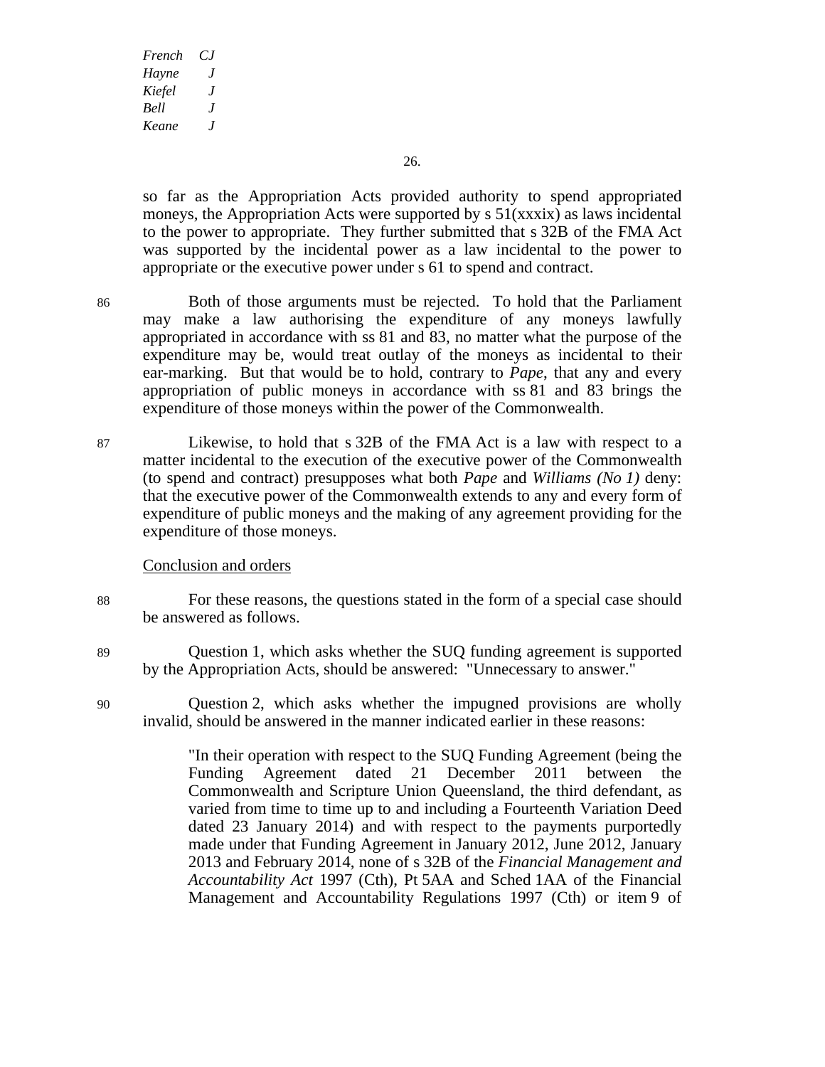so far as the Appropriation Acts provided authority to spend appropriated moneys, the Appropriation Acts were supported by s 51(xxxix) as laws incidental to the power to appropriate. They further submitted that s 32B of the FMA Act was supported by the incidental power as a law incidental to the power to appropriate or the executive power under s 61 to spend and contract.

86 Both of those arguments must be rejected. To hold that the Parliament may make a law authorising the expenditure of any moneys lawfully appropriated in accordance with ss 81 and 83, no matter what the purpose of the expenditure may be, would treat outlay of the moneys as incidental to their ear-marking. But that would be to hold, contrary to *Pape*, that any and every appropriation of public moneys in accordance with ss 81 and 83 brings the expenditure of those moneys within the power of the Commonwealth.

87 Likewise, to hold that s 32B of the FMA Act is a law with respect to a matter incidental to the execution of the executive power of the Commonwealth (to spend and contract) presupposes what both *Pape* and *Williams (No 1)* deny: that the executive power of the Commonwealth extends to any and every form of expenditure of public moneys and the making of any agreement providing for the expenditure of those moneys.

Conclusion and orders

88 For these reasons, the questions stated in the form of a special case should be answered as follows.

89 Question 1, which asks whether the SUQ funding agreement is supported by the Appropriation Acts, should be answered: "Unnecessary to answer."

90 Question 2, which asks whether the impugned provisions are wholly invalid, should be answered in the manner indicated earlier in these reasons:

> "In their operation with respect to the SUQ Funding Agreement (being the Funding Agreement dated 21 December 2011 between the Commonwealth and Scripture Union Queensland, the third defendant, as varied from time to time up to and including a Fourteenth Variation Deed dated 23 January 2014) and with respect to the payments purportedly made under that Funding Agreement in January 2012, June 2012, January 2013 and February 2014, none of s 32B of the *Financial Management and Accountability Act* 1997 (Cth), Pt 5AA and Sched 1AA of the Financial Management and Accountability Regulations 1997 (Cth) or item 9 of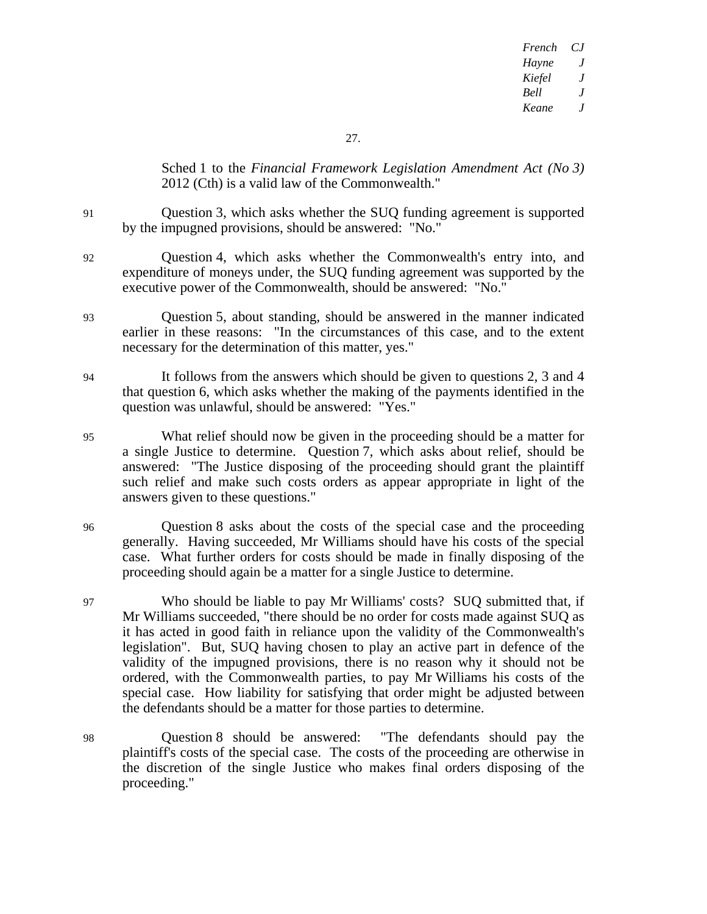Sched 1 to the *Financial Framework Legislation Amendment Act (No 3)* 2012 (Cth) is a valid law of the Commonwealth."

91 Question 3, which asks whether the SUQ funding agreement is supported by the impugned provisions, should be answered: "No."

92 Question 4, which asks whether the Commonwealth's entry into, and expenditure of moneys under, the SUQ funding agreement was supported by the executive power of the Commonwealth, should be answered: "No."

93 Question 5, about standing, should be answered in the manner indicated earlier in these reasons: "In the circumstances of this case, and to the extent necessary for the determination of this matter, yes."

94 It follows from the answers which should be given to questions 2, 3 and 4 that question 6, which asks whether the making of the payments identified in the question was unlawful, should be answered: "Yes."

95 What relief should now be given in the proceeding should be a matter for a single Justice to determine. Question 7, which asks about relief, should be answered: "The Justice disposing of the proceeding should grant the plaintiff such relief and make such costs orders as appear appropriate in light of the answers given to these questions."

96 Question 8 asks about the costs of the special case and the proceeding generally. Having succeeded, Mr Williams should have his costs of the special case. What further orders for costs should be made in finally disposing of the proceeding should again be a matter for a single Justice to determine.

97 Who should be liable to pay Mr Williams' costs? SUQ submitted that, if Mr Williams succeeded, "there should be no order for costs made against SUQ as it has acted in good faith in reliance upon the validity of the Commonwealth's legislation". But, SUQ having chosen to play an active part in defence of the validity of the impugned provisions, there is no reason why it should not be ordered, with the Commonwealth parties, to pay Mr Williams his costs of the special case. How liability for satisfying that order might be adjusted between the defendants should be a matter for those parties to determine.

98 Question 8 should be answered: "The defendants should pay the plaintiff's costs of the special case. The costs of the proceeding are otherwise in the discretion of the single Justice who makes final orders disposing of the proceeding."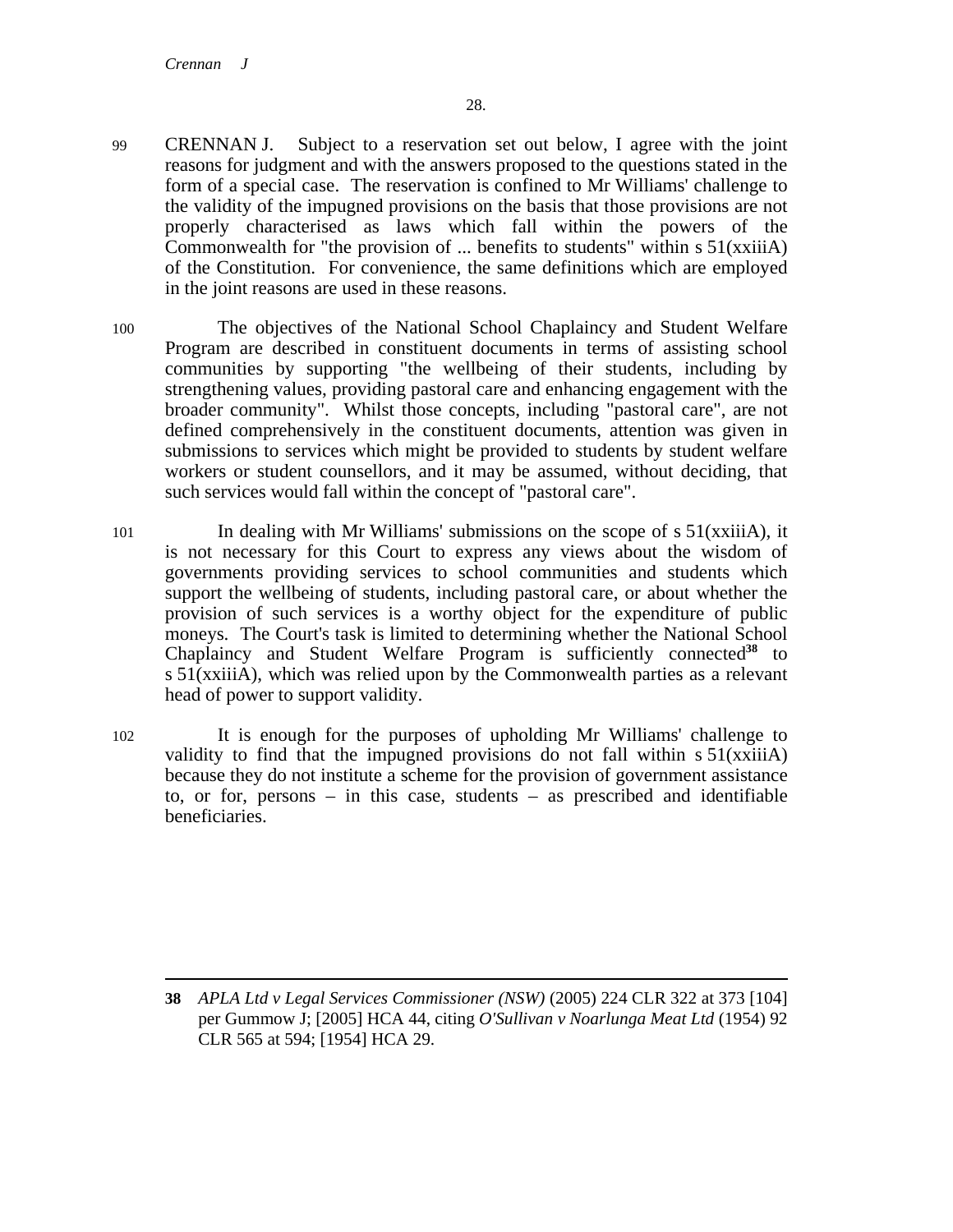99 CRENNAN J. Subject to a reservation set out below, I agree with the joint reasons for judgment and with the answers proposed to the questions stated in the form of a special case. The reservation is confined to Mr Williams' challenge to the validity of the impugned provisions on the basis that those provisions are not properly characterised as laws which fall within the powers of the Commonwealth for "the provision of ... benefits to students" within s 51(xxiiiA) of the Constitution. For convenience, the same definitions which are employed in the joint reasons are used in these reasons.

100 The objectives of the National School Chaplaincy and Student Welfare Program are described in constituent documents in terms of assisting school communities by supporting "the wellbeing of their students, including by strengthening values, providing pastoral care and enhancing engagement with the broader community". Whilst those concepts, including "pastoral care", are not defined comprehensively in the constituent documents, attention was given in submissions to services which might be provided to students by student welfare workers or student counsellors, and it may be assumed, without deciding, that such services would fall within the concept of "pastoral care".

101 In dealing with Mr Williams' submissions on the scope of s 51(xxiiiA), it is not necessary for this Court to express any views about the wisdom of governments providing services to school communities and students which support the wellbeing of students, including pastoral care, or about whether the provision of such services is a worthy object for the expenditure of public moneys. The Court's task is limited to determining whether the National School Chaplaincy and Student Welfare Program is sufficiently connected[38] to s 51(xxiiiA), which was relied upon by the Commonwealth parties as a relevant head of power to support validity.

102 It is enough for the purposes of upholding Mr Williams' challenge to validity to find that the impugned provisions do not fall within s 51(xxiiiA) because they do not institute a scheme for the provision of government assistance to, or for, persons – in this case, students – as prescribed and identifiable beneficiaries.

---

**38** *APLA Ltd v Legal Services Commissioner (NSW)* (2005) 224 CLR 322 at 373 [104] per Gummow J; [2005] HCA 44, citing *O'Sullivan v Noarlunga Meat Ltd* (1954) 92 CLR 565 at 594; [1954] HCA 29.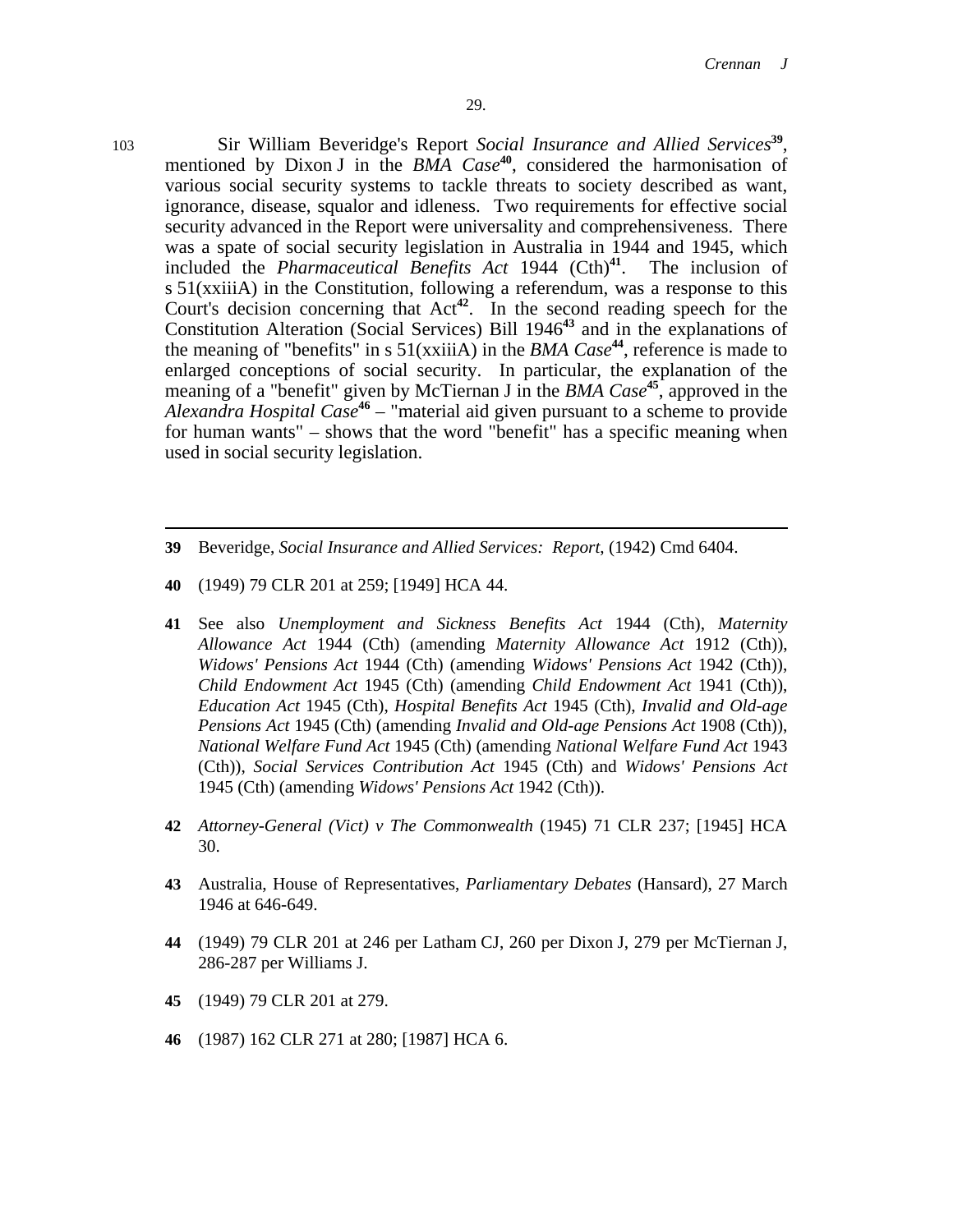103 Sir William Beveridge's Report *Social Insurance and Allied Services*[39], mentioned by Dixon J in the *BMA Case*[40], considered the harmonisation of various social security systems to tackle threats to society described as want, ignorance, disease, squalor and idleness. Two requirements for effective social security advanced in the Report were universality and comprehensiveness. There was a spate of social security legislation in Australia in 1944 and 1945, which included the *Pharmaceutical Benefits Act* 1944 (Cth)[41]. The inclusion of s 51(xxiiiA) in the Constitution, following a referendum, was a response to this Court's decision concerning that Act[42]. In the second reading speech for the Constitution Alteration (Social Services) Bill 1946[43] and in the explanations of the meaning of "benefits" in s 51(xxiiiA) in the *BMA Case*[44], reference is made to enlarged conceptions of social security. In particular, the explanation of the meaning of a "benefit" given by McTiernan J in the *BMA Case*[45], approved in the *Alexandra Hospital Case*[46] – "material aid given pursuant to a scheme to provide for human wants" – shows that the word "benefit" has a specific meaning when used in social security legislation.

---

**39** Beveridge, *Social Insurance and Allied Services: Report*, (1942) Cmd 6404.

**40** (1949) 79 CLR 201 at 259; [1949] HCA 44.

**41** See also *Unemployment and Sickness Benefits Act* 1944 (Cth), *Maternity Allowance Act* 1944 (Cth) (amending *Maternity Allowance Act* 1912 (Cth)), *Widows' Pensions Act* 1944 (Cth) (amending *Widows' Pensions Act* 1942 (Cth)), *Child Endowment Act* 1945 (Cth) (amending *Child Endowment Act* 1941 (Cth)), *Education Act* 1945 (Cth), *Hospital Benefits Act* 1945 (Cth), *Invalid and Old-age Pensions Act* 1945 (Cth) (amending *Invalid and Old-age Pensions Act* 1908 (Cth)), *National Welfare Fund Act* 1945 (Cth) (amending *National Welfare Fund Act* 1943 (Cth)), *Social Services Contribution Act* 1945 (Cth) and *Widows' Pensions Act* 1945 (Cth) (amending *Widows' Pensions Act* 1942 (Cth)).

**42** *Attorney-General (Vict) v The Commonwealth* (1945) 71 CLR 237; [1945] HCA 30.

**43** Australia, House of Representatives, *Parliamentary Debates* (Hansard), 27 March 1946 at 646-649.

**44** (1949) 79 CLR 201 at 246 per Latham CJ, 260 per Dixon J, 279 per McTiernan J, 286-287 per Williams J.

**45** (1949) 79 CLR 201 at 279.

**46** (1987) 162 CLR 271 at 280; [1987] HCA 6.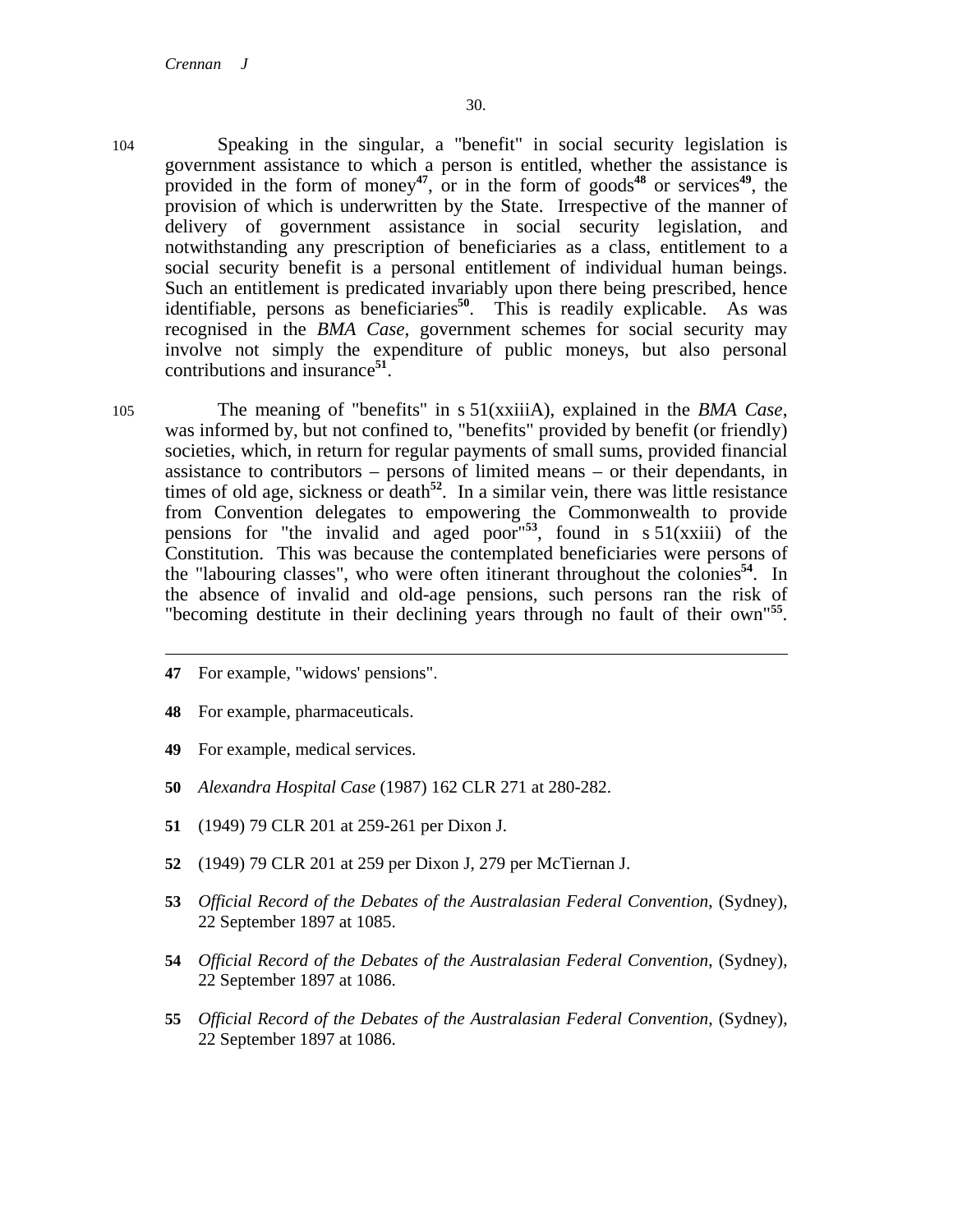104 Speaking in the singular, a "benefit" in social security legislation is government assistance to which a person is entitled, whether the assistance is provided in the form of money[47], or in the form of goods[48] or services[49], the provision of which is underwritten by the State. Irrespective of the manner of delivery of government assistance in social security legislation, and notwithstanding any prescription of beneficiaries as a class, entitlement to a social security benefit is a personal entitlement of individual human beings. Such an entitlement is predicated invariably upon there being prescribed, hence identifiable, persons as beneficiaries[50]. This is readily explicable. As was recognised in the *BMA Case*, government schemes for social security may involve not simply the expenditure of public moneys, but also personal contributions and insurance[51].

105 The meaning of "benefits" in s 51(xxiiiA), explained in the *BMA Case*, was informed by, but not confined to, "benefits" provided by benefit (or friendly) societies, which, in return for regular payments of small sums, provided financial assistance to contributors – persons of limited means – or their dependants, in times of old age, sickness or death[52]. In a similar vein, there was little resistance from Convention delegates to empowering the Commonwealth to provide pensions for "the invalid and aged poor"[53], found in s 51(xxiii) of the Constitution. This was because the contemplated beneficiaries were persons of the "labouring classes", who were often itinerant throughout the colonies[54]. In the absence of invalid and old-age pensions, such persons ran the risk of "becoming destitute in their declining years through no fault of their own"[55].

---

**47** For example, "widows' pensions".

**48** For example, pharmaceuticals.

**49** For example, medical services.

**50** *Alexandra Hospital Case* (1987) 162 CLR 271 at 280-282.

**51** (1949) 79 CLR 201 at 259-261 per Dixon J.

**52** (1949) 79 CLR 201 at 259 per Dixon J, 279 per McTiernan J.

**53** *Official Record of the Debates of the Australasian Federal Convention*, (Sydney), 22 September 1897 at 1085.

**54** *Official Record of the Debates of the Australasian Federal Convention*, (Sydney), 22 September 1897 at 1086.

**55** *Official Record of the Debates of the Australasian Federal Convention*, (Sydney), 22 September 1897 at 1086.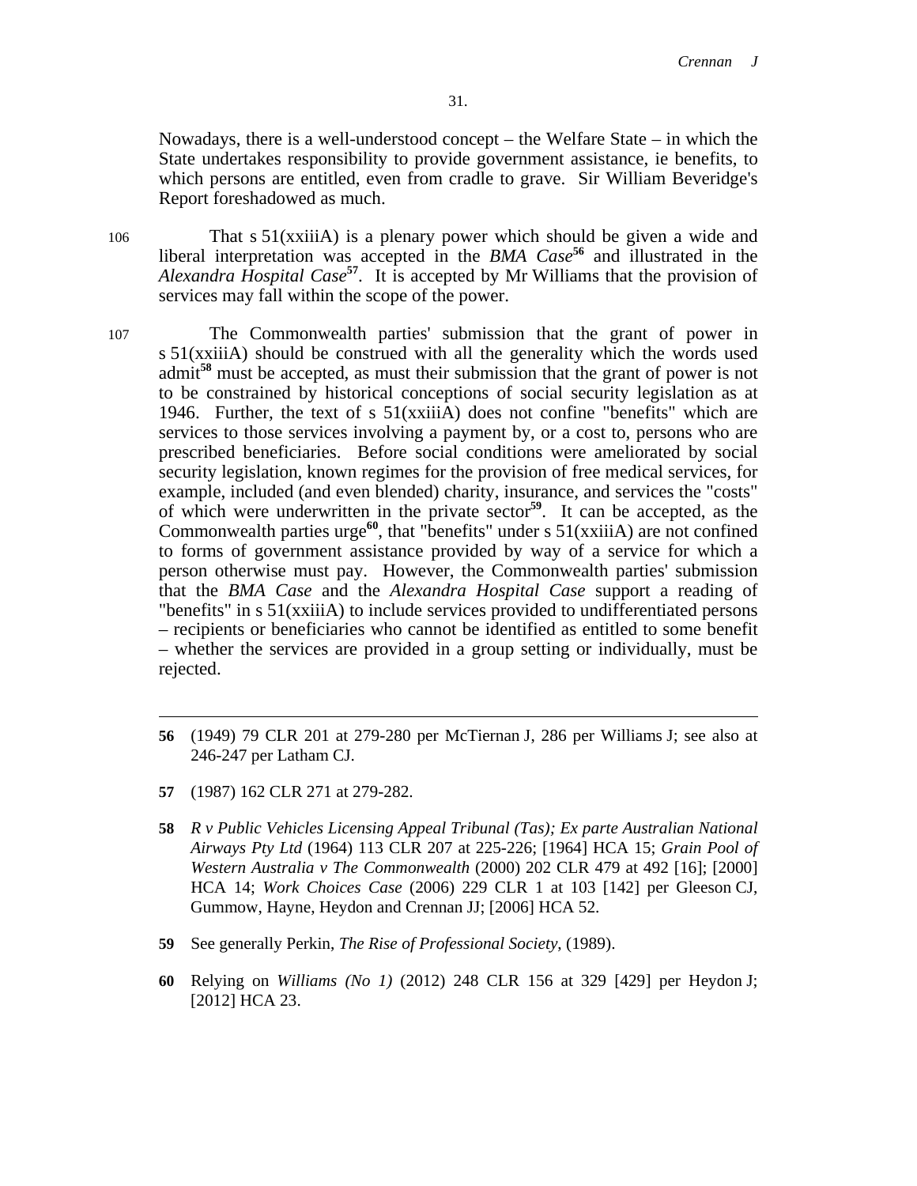Nowadays, there is a well-understood concept – the Welfare State – in which the State undertakes responsibility to provide government assistance, ie benefits, to which persons are entitled, even from cradle to grave. Sir William Beveridge's Report foreshadowed as much.

106 That s 51(xxiiiA) is a plenary power which should be given a wide and liberal interpretation was accepted in the *BMA Case*[56] and illustrated in the *Alexandra Hospital Case*[57]. It is accepted by Mr Williams that the provision of services may fall within the scope of the power.

107 The Commonwealth parties' submission that the grant of power in s 51(xxiiiA) should be construed with all the generality which the words used admit[58] must be accepted, as must their submission that the grant of power is not to be constrained by historical conceptions of social security legislation as at 1946. Further, the text of s 51(xxiiiA) does not confine "benefits" which are services to those services involving a payment by, or a cost to, persons who are prescribed beneficiaries. Before social conditions were ameliorated by social security legislation, known regimes for the provision of free medical services, for example, included (and even blended) charity, insurance, and services the "costs" of which were underwritten in the private sector[59]. It can be accepted, as the Commonwealth parties urge[60], that "benefits" under s 51(xxiiiA) are not confined to forms of government assistance provided by way of a service for which a person otherwise must pay. However, the Commonwealth parties' submission that the *BMA Case* and the *Alexandra Hospital Case* support a reading of "benefits" in s 51(xxiiiA) to include services provided to undifferentiated persons – recipients or beneficiaries who cannot be identified as entitled to some benefit – whether the services are provided in a group setting or individually, must be rejected.

---

**56** (1949) 79 CLR 201 at 279-280 per McTiernan J, 286 per Williams J; see also at 246-247 per Latham CJ.

**57** (1987) 162 CLR 271 at 279-282.

**58** *R v Public Vehicles Licensing Appeal Tribunal (Tas); Ex parte Australian National Airways Pty Ltd* (1964) 113 CLR 207 at 225-226; [1964] HCA 15; *Grain Pool of Western Australia v The Commonwealth* (2000) 202 CLR 479 at 492 [16]; [2000] HCA 14; *Work Choices Case* (2006) 229 CLR 1 at 103 [142] per Gleeson CJ, Gummow, Hayne, Heydon and Crennan JJ; [2006] HCA 52.

**59** See generally Perkin, *The Rise of Professional Society*, (1989).

**60** Relying on *Williams (No 1)* (2012) 248 CLR 156 at 329 [429] per Heydon J; [2012] HCA 23.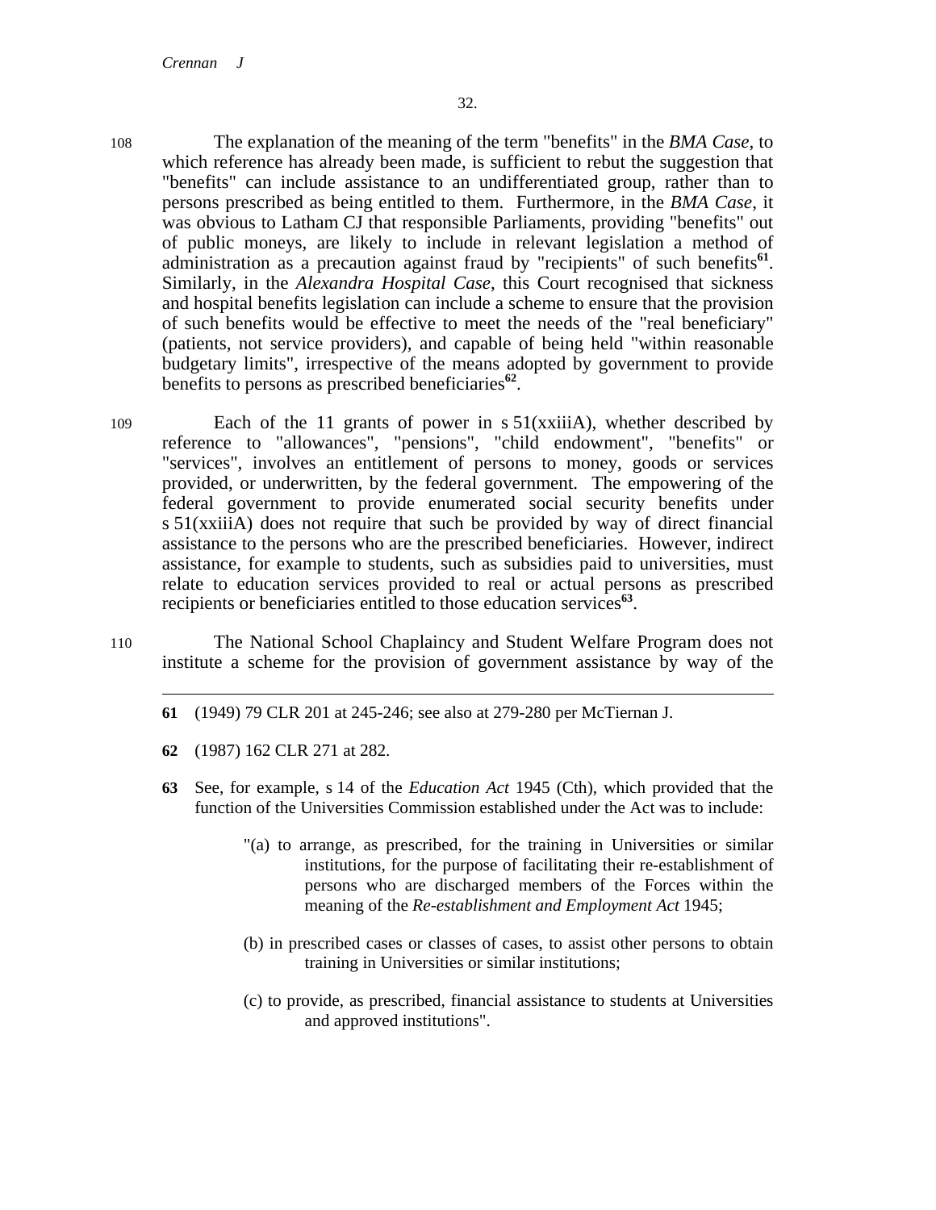108 The explanation of the meaning of the term "benefits" in the *BMA Case*, to which reference has already been made, is sufficient to rebut the suggestion that "benefits" can include assistance to an undifferentiated group, rather than to persons prescribed as being entitled to them. Furthermore, in the *BMA Case*, it was obvious to Latham CJ that responsible Parliaments, providing "benefits" out of public moneys, are likely to include in relevant legislation a method of administration as a precaution against fraud by "recipients" of such benefits[61]. Similarly, in the *Alexandra Hospital Case*, this Court recognised that sickness and hospital benefits legislation can include a scheme to ensure that the provision of such benefits would be effective to meet the needs of the "real beneficiary" (patients, not service providers), and capable of being held "within reasonable budgetary limits", irrespective of the means adopted by government to provide benefits to persons as prescribed beneficiaries[62].

109 Each of the 11 grants of power in s 51(xxiiiA), whether described by reference to "allowances", "pensions", "child endowment", "benefits" or "services", involves an entitlement of persons to money, goods or services provided, or underwritten, by the federal government. The empowering of the federal government to provide enumerated social security benefits under s 51(xxiiiA) does not require that such be provided by way of direct financial assistance to the persons who are the prescribed beneficiaries. However, indirect assistance, for example to students, such as subsidies paid to universities, must relate to education services provided to real or actual persons as prescribed recipients or beneficiaries entitled to those education services[63].

110 The National School Chaplaincy and Student Welfare Program does not institute a scheme for the provision of government assistance by way of the

---

**61** (1949) 79 CLR 201 at 245-246; see also at 279-280 per McTiernan J.

**62** (1987) 162 CLR 271 at 282.

**63** See, for example, s 14 of the *Education Act* 1945 (Cth), which provided that the function of the Universities Commission established under the Act was to include:

> "(a) to arrange, as prescribed, for the training in Universities or similar institutions, for the purpose of facilitating their re-establishment of persons who are discharged members of the Forces within the meaning of the *Re-establishment and Employment Act* 1945;
>
> (b) in prescribed cases or classes of cases, to assist other persons to obtain training in Universities or similar institutions;
>
> (c) to provide, as prescribed, financial assistance to students at Universities and approved institutions".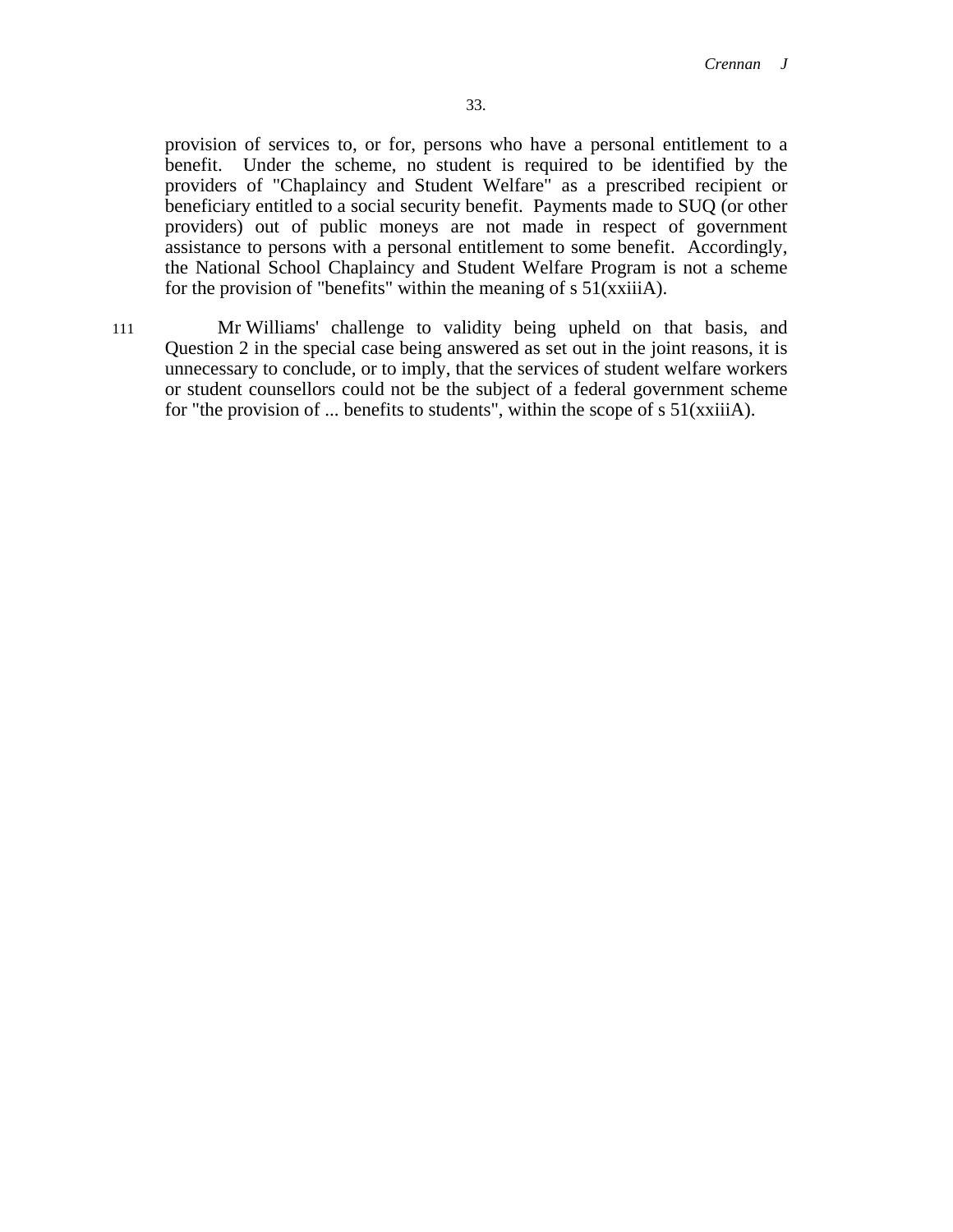provision of services to, or for, persons who have a personal entitlement to a benefit. Under the scheme, no student is required to be identified by the providers of "Chaplaincy and Student Welfare" as a prescribed recipient or beneficiary entitled to a social security benefit. Payments made to SUQ (or other providers) out of public moneys are not made in respect of government assistance to persons with a personal entitlement to some benefit. Accordingly, the National School Chaplaincy and Student Welfare Program is not a scheme for the provision of "benefits" within the meaning of s 51(xxiiiA).

111 Mr Williams' challenge to validity being upheld on that basis, and Question 2 in the special case being answered as set out in the joint reasons, it is unnecessary to conclude, or to imply, that the services of student welfare workers or student counsellors could not be the subject of a federal government scheme for "the provision of ... benefits to students", within the scope of s 51(xxiiiA).